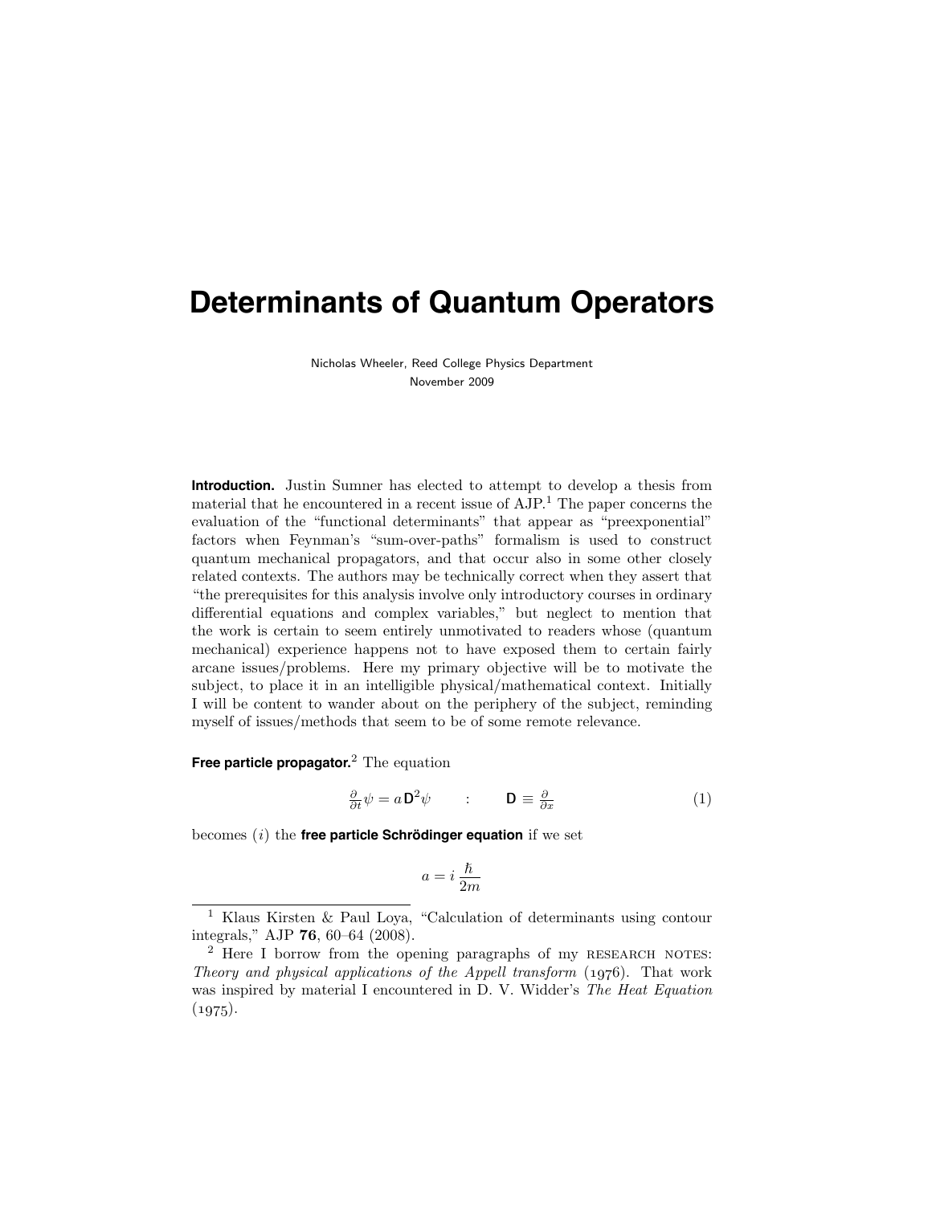# Determinants of Quantum Operators

Nicholas Wheeler, Reed College Physics Department
November 2009

**Introduction.** Justin Sumner has elected to attempt to develop a thesis from material that he encountered in a recent issue of AJP.[1] The paper concerns the evaluation of the "functional determinants" that appear as "preexponential" factors when Feynman's "sum-over-paths" formalism is used to construct quantum mechanical propagators, and that occur also in some other closely related contexts. The authors may be technically correct when they assert that "the prerequisites for this analysis involve only introductory courses in ordinary differential equations and complex variables," but neglect to mention that the work is certain to seem entirely unmotivated to readers whose (quantum mechanical) experience happens not to have exposed them to certain fairly arcane issues/problems. Here my primary objective will be to motivate the subject, to place it in an intelligible physical/mathematical context. Initially I will be content to wander about on the periphery of the subject, reminding myself of issues/methods that seem to be of some remote relevance.

**Free particle propagator.**[2] The equation

$$\tfrac{\partial}{\partial t}\psi = a\,\mathsf{D}^2\psi \qquad : \qquad \mathsf{D} \equiv \tfrac{\partial}{\partial x} \tag{1}$$

becomes (*i*) the **free particle Schrödinger equation** if we set

$$a = i\,\frac{\hbar}{2m}$$

---

[1] Klaus Kirsten & Paul Loya, "Calculation of determinants using contour integrals," AJP **76**, 60–64 (2008).

[2] Here I borrow from the opening paragraphs of my RESEARCH NOTES: *Theory and physical applications of the Appell transform* (1976). That work was inspired by material I encountered in D. V. Widder's *The Heat Equation* (1975).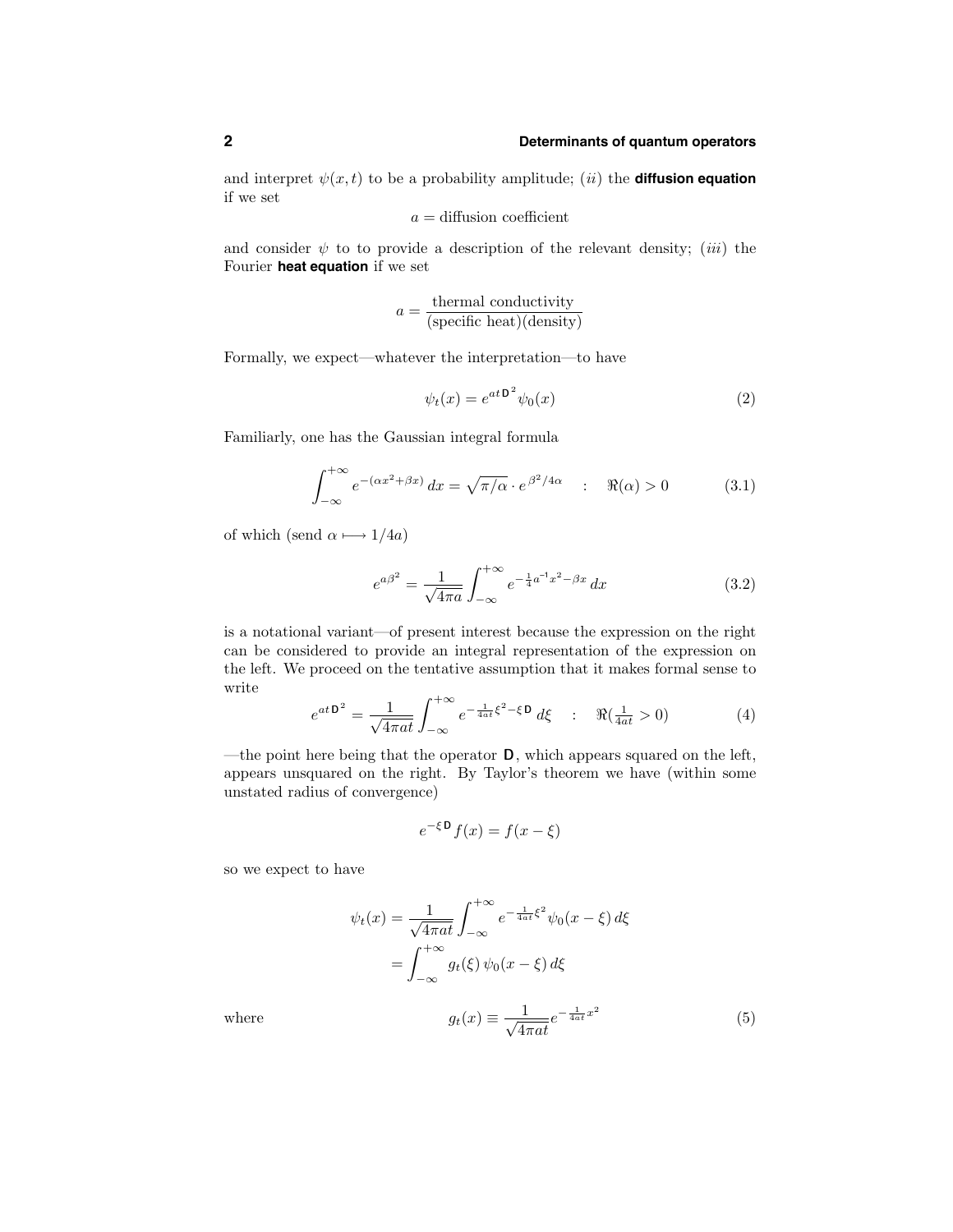and interpret $\psi(x,t)$ to be a probability amplitude; ($ii$) the **diffusion equation** if we set

$$a = \text{diffusion coefficient}$$

and consider $\psi$ to to provide a description of the relevant density; ($iii$) the Fourier **heat equation** if we set

$$a = \frac{\text{thermal conductivity}}{\text{(specific heat)(density)}}$$

Formally, we expect—whatever the interpretation—to have

$$\psi_t(x) = e^{at\,\mathsf{D}^2}\psi_0(x) \tag{2}$$

Familiarly, one has the Gaussian integral formula

$$\int_{-\infty}^{+\infty} e^{-(\alpha x^2+\beta x)}\,dx = \sqrt{\pi/\alpha}\cdot e^{\,\beta^2/4\alpha} \quad : \quad \Re(\alpha) > 0 \tag{3.1}$$

of which (send $\alpha \longmapsto 1/4a$)

$$e^{a\beta^2} = \frac{1}{\sqrt{4\pi a}}\int_{-\infty}^{+\infty} e^{-\frac{1}{4}a^{-1}x^2-\beta x}\,dx \tag{3.2}$$

is a notational variant—of present interest because the expression on the right can be considered to provide an integral representation of the expression on the left. We proceed on the tentative assumption that it makes formal sense to write

$$e^{at\,\mathsf{D}^2} = \frac{1}{\sqrt{4\pi at}}\int_{-\infty}^{+\infty} e^{-\frac{1}{4at}\xi^2-\xi\,\mathsf{D}}\,d\xi \quad : \quad \Re(\tfrac{1}{4at} > 0) \tag{4}$$

—the point here being that the operator $\mathsf{D}$, which appears squared on the left, appears unsquared on the right. By Taylor's theorem we have (within some unstated radius of convergence)

$$e^{-\xi\,\mathsf{D}}f(x) = f(x-\xi)$$

so we expect to have

$$\begin{aligned}
\psi_t(x) &= \frac{1}{\sqrt{4\pi at}}\int_{-\infty}^{+\infty} e^{-\frac{1}{4at}\xi^2}\psi_0(x-\xi)\,d\xi \\
&= \int_{-\infty}^{+\infty} g_t(\xi)\,\psi_0(x-\xi)\,d\xi
\end{aligned}$$

where

$$g_t(x) \equiv \frac{1}{\sqrt{4\pi at}}e^{-\frac{1}{4at}x^2} \tag{5}$$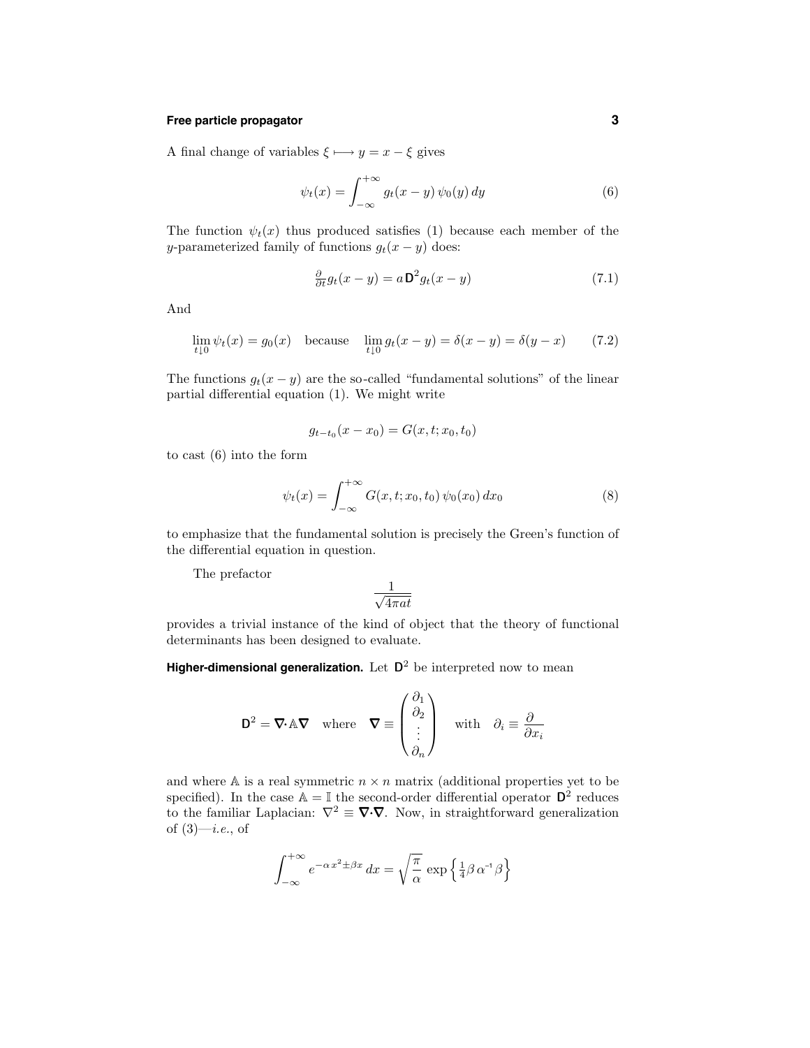A final change of variables $\xi \longmapsto y = x - \xi$ gives

$$\psi_t(x) = \int_{-\infty}^{+\infty} g_t(x-y)\,\psi_0(y)\,dy \tag{6}$$

The function $\psi_t(x)$ thus produced satisfies (1) because each member of the $y$-parameterized family of functions $g_t(x-y)$ does:

$$\tfrac{\partial}{\partial t} g_t(x-y) = a\,\mathsf{D}^2 g_t(x-y) \tag{7.1}$$

And

$$\lim_{t\downarrow 0}\psi_t(x) = g_0(x) \quad \text{because} \quad \lim_{t\downarrow 0} g_t(x-y) = \delta(x-y) = \delta(y-x) \tag{7.2}$$

The functions $g_t(x-y)$ are the so-called "fundamental solutions" of the linear partial differential equation (1). We might write

$$g_{t-t_0}(x-x_0) = G(x,t;x_0,t_0)$$

to cast (6) into the form

$$\psi_t(x) = \int_{-\infty}^{+\infty} G(x,t;x_0,t_0)\,\psi_0(x_0)\,dx_0 \tag{8}$$

to emphasize that the fundamental solution is precisely the Green's function of the differential equation in question.

The prefactor

$$\frac{1}{\sqrt{4\pi a t}}$$

provides a trivial instance of the kind of object that the theory of functional determinants has been designed to evaluate.

**Higher-dimensional generalization.** Let $\mathsf{D}^2$ be interpreted now to mean

$$\mathsf{D}^2 = \boldsymbol{\nabla}\!\cdot\!\mathbb{A}\boldsymbol{\nabla} \quad \text{where} \quad \boldsymbol{\nabla} \equiv \begin{pmatrix} \partial_1 \\ \partial_2 \\ \vdots \\ \partial_n \end{pmatrix} \quad \text{with} \quad \partial_i \equiv \frac{\partial}{\partial x_i}$$

and where $\mathbb{A}$ is a real symmetric $n \times n$ matrix (additional properties yet to be specified). In the case $\mathbb{A} = \mathbb{I}$ the second-order differential operator $\mathsf{D}^2$ reduces to the familiar Laplacian: $\nabla^2 \equiv \boldsymbol{\nabla}\!\cdot\!\boldsymbol{\nabla}$. Now, in straightforward generalization of (3)—*i.e.*, of

$$\int_{-\infty}^{+\infty} e^{-\alpha x^2 \pm \beta x}\,dx = \sqrt{\frac{\pi}{\alpha}}\,\exp\left\{\tfrac{1}{4}\beta\,\alpha^{-1}\beta\right\}$$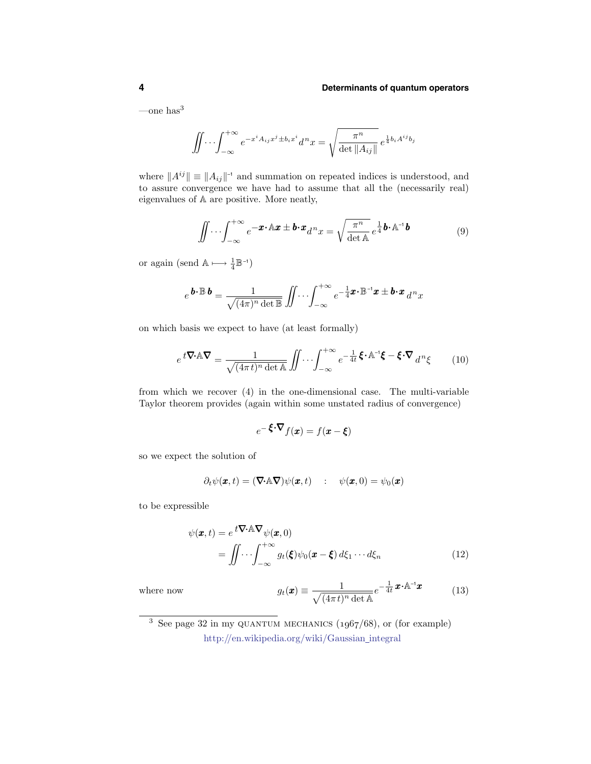—one has[3]

$$\iint\cdots\int_{-\infty}^{+\infty} e^{-x^i A_{ij} x^j \pm b_i x^i}\, d^n x = \sqrt{\frac{\pi^n}{\det \|A_{ij}\|}}\, e^{\frac{1}{4} b_i A^{ij} b_j}$$

where $\|A^{ij}\| \equiv \|A_{ij}\|^{-1}$ and summation on repeated indices is understood, and to assure convergence we have had to assume that all the (necessarily real) eigenvalues of $\mathbb{A}$ are positive. More neatly,

$$\iint\cdots\int_{-\infty}^{+\infty} e^{-\boldsymbol{x}\cdot\mathbb{A}\boldsymbol{x} \pm \boldsymbol{b}\cdot\boldsymbol{x}} d^n x = \sqrt{\frac{\pi^n}{\det \mathbb{A}}}\, e^{\frac{1}{4}\boldsymbol{b}\cdot\mathbb{A}^{-1}\boldsymbol{b}} \tag{9}$$

or again (send $\mathbb{A} \longmapsto \frac{1}{4}\mathbb{B}^{-1}$)

$$e^{\boldsymbol{b}\cdot\mathbb{B}\,\boldsymbol{b}} = \frac{1}{\sqrt{(4\pi)^n \det \mathbb{B}}} \iint\cdots\int_{-\infty}^{+\infty} e^{-\frac{1}{4}\boldsymbol{x}\cdot\mathbb{B}^{-1}\boldsymbol{x} \pm \boldsymbol{b}\cdot\boldsymbol{x}}\, d^n x$$

on which basis we expect to have (at least formally)

$$e^{\,t\boldsymbol{\nabla}\cdot\mathbb{A}\boldsymbol{\nabla}} = \frac{1}{\sqrt{(4\pi t)^n \det \mathbb{A}}} \iint\cdots\int_{-\infty}^{+\infty} e^{-\frac{1}{4t}\boldsymbol{\xi}\cdot\mathbb{A}^{-1}\boldsymbol{\xi} - \boldsymbol{\xi}\cdot\boldsymbol{\nabla}}\, d^n\xi \tag{10}$$

from which we recover (4) in the one-dimensional case. The multi-variable Taylor theorem provides (again within some unstated radius of convergence)

$$e^{-\boldsymbol{\xi}\cdot\boldsymbol{\nabla}} f(\boldsymbol{x}) = f(\boldsymbol{x} - \boldsymbol{\xi})$$

so we expect the solution of

$$\partial_t \psi(\boldsymbol{x}, t) = (\boldsymbol{\nabla}\cdot\mathbb{A}\boldsymbol{\nabla})\psi(\boldsymbol{x}, t) \quad : \quad \psi(\boldsymbol{x}, 0) = \psi_0(\boldsymbol{x})$$

to be expressible

$$\begin{aligned}\psi(\boldsymbol{x}, t) &= e^{\,t\boldsymbol{\nabla}\cdot\mathbb{A}\boldsymbol{\nabla}}\psi(\boldsymbol{x}, 0)\\ &= \iint\cdots\int_{-\infty}^{+\infty} g_t(\boldsymbol{\xi})\psi_0(\boldsymbol{x} - \boldsymbol{\xi})\, d\xi_1\cdots d\xi_n\end{aligned} \tag{12}$$

where now

$$g_t(\boldsymbol{x}) \equiv \frac{1}{\sqrt{(4\pi t)^n \det \mathbb{A}}} e^{-\frac{1}{4t}\boldsymbol{x}\cdot\mathbb{A}^{-1}\boldsymbol{x}} \tag{13}$$

---

[3] See page 32 in my QUANTUM MECHANICS (1967/68), or (for example) http://en.wikipedia.org/wiki/Gaussian_integral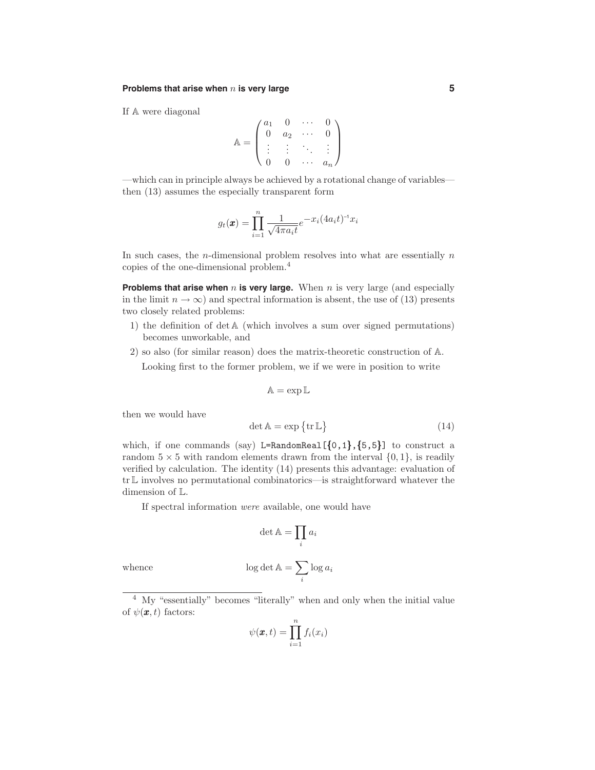If $\mathbb{A}$ were diagonal

$$\mathbb{A} = \begin{pmatrix} a_1 & 0 & \cdots & 0 \\ 0 & a_2 & \cdots & 0 \\ \vdots & \vdots & \ddots & \vdots \\ 0 & 0 & \cdots & a_n \end{pmatrix}$$

—which can in principle always be achieved by a rotational change of variables—then (13) assumes the especially transparent form

$$g_t(\boldsymbol{x}) = \prod_{i=1}^{n} \frac{1}{\sqrt{4\pi a_i t}} e^{-x_i (4a_i t)^{-1} x_i}$$

In such cases, the $n$-dimensional problem resolves into what are essentially $n$ copies of the one-dimensional problem.[4]

**Problems that arise when $n$ is very large.** When $n$ is very large (and especially in the limit $n \to \infty$) and spectral information is absent, the use of (13) presents two closely related problems:

1) the definition of $\det \mathbb{A}$ (which involves a sum over signed permutations) becomes unworkable, and
2) so also (for similar reason) does the matrix-theoretic construction of $\mathbb{A}$.

Looking first to the former problem, we if we were in position to write

$$\mathbb{A} = \exp \mathbb{L}$$

then we would have

$$\det \mathbb{A} = \exp\big\{\operatorname{tr} \mathbb{L}\big\} \tag{14}$$

which, if one commands (say) `L=RandomReal[{0,1},{5,5}]` to construct a random $5 \times 5$ with random elements drawn from the interval $\{0, 1\}$, is readily verified by calculation. The identity (14) presents this advantage: evaluation of $\operatorname{tr} \mathbb{L}$ involves no permutational combinatorics—is straightforward whatever the dimension of $\mathbb{L}$.

If spectral information *were* available, one would have

$$\det \mathbb{A} = \prod_i a_i$$

whence

$$\log \det \mathbb{A} = \sum_i \log a_i$$

---

[4] My "essentially" becomes "literally" when and only when the initial value of $\psi(\boldsymbol{x}, t)$ factors:

$$\psi(\boldsymbol{x}, t) = \prod_{i=1}^{n} f_i(x_i)$$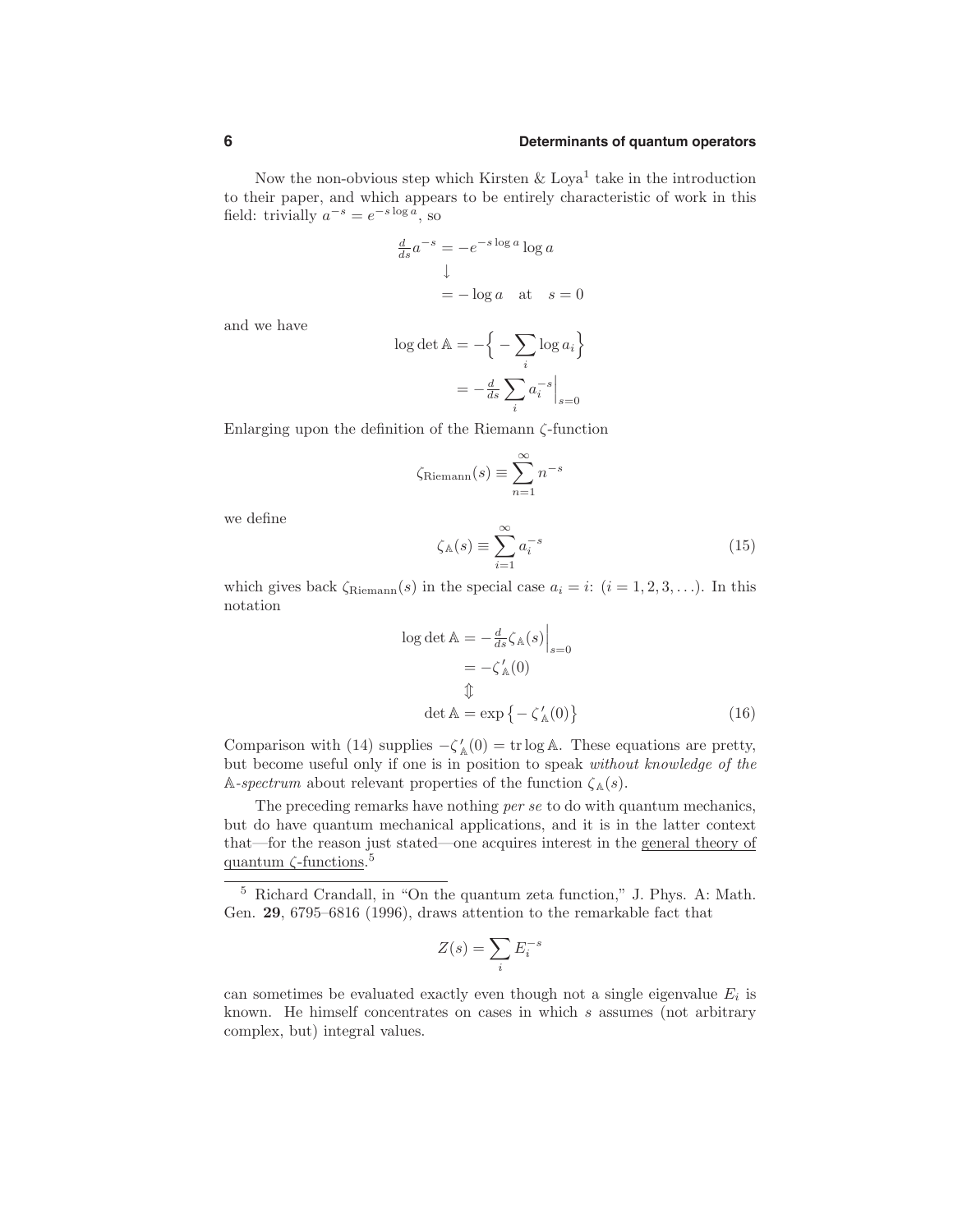Now the non-obvious step which Kirsten & Loya[1] take in the introduction to their paper, and which appears to be entirely characteristic of work in this field: trivially $a^{-s} = e^{-s \log a}$, so

$$
\begin{aligned}
\tfrac{d}{ds} a^{-s} &= -e^{-s \log a} \log a \\
&\downarrow \\
&= -\log a \quad \text{at} \quad s = 0
\end{aligned}
$$

and we have

$$
\begin{aligned}
\log \det \mathbb{A} &= -\Big\{ -\sum_i \log a_i \Big\} \\
&= -\tfrac{d}{ds} \sum_i a_i^{-s} \Big|_{s=0}
\end{aligned}
$$

Enlarging upon the definition of the Riemann $\zeta$-function

$$
\zeta_{\text{Riemann}}(s) \equiv \sum_{n=1}^{\infty} n^{-s}
$$

we define

$$
\zeta_{\mathbb{A}}(s) \equiv \sum_{i=1}^{\infty} a_i^{-s} \tag{15}
$$

which gives back $\zeta_{\text{Riemann}}(s)$ in the special case $a_i = i$: $(i = 1, 2, 3, \ldots)$. In this notation

$$
\begin{aligned}
\log \det \mathbb{A} &= -\tfrac{d}{ds} \zeta_{\mathbb{A}}(s) \Big|_{s=0} \\
&= -\zeta_{\mathbb{A}}'(0) \\
&\Updownarrow \\
\det \mathbb{A} &= \exp\big\{ -\zeta_{\mathbb{A}}'(0) \big\}
\end{aligned} \tag{16}
$$

Comparison with (14) supplies $-\zeta_{\mathbb{A}}'(0) = \text{tr} \log \mathbb{A}$. These equations are pretty, but become useful only if one is in position to speak *without knowledge of the* $\mathbb{A}$*-spectrum* about relevant properties of the function $\zeta_{\mathbb{A}}(s)$.

The preceding remarks have nothing *per se* to do with quantum mechanics, but do have quantum mechanical applications, and it is in the latter context that—for the reason just stated—one acquires interest in the general theory of quantum $\zeta$-functions.[5]

---

[5] Richard Crandall, in "On the quantum zeta function," J. Phys. A: Math. Gen. **29**, 6795–6816 (1996), draws attention to the remarkable fact that

$$
Z(s) = \sum_i E_i^{-s}
$$

can sometimes be evaluated exactly even though not a single eigenvalue $E_i$ is known. He himself concentrates on cases in which $s$ assumes (not arbitrary complex, but) integral values.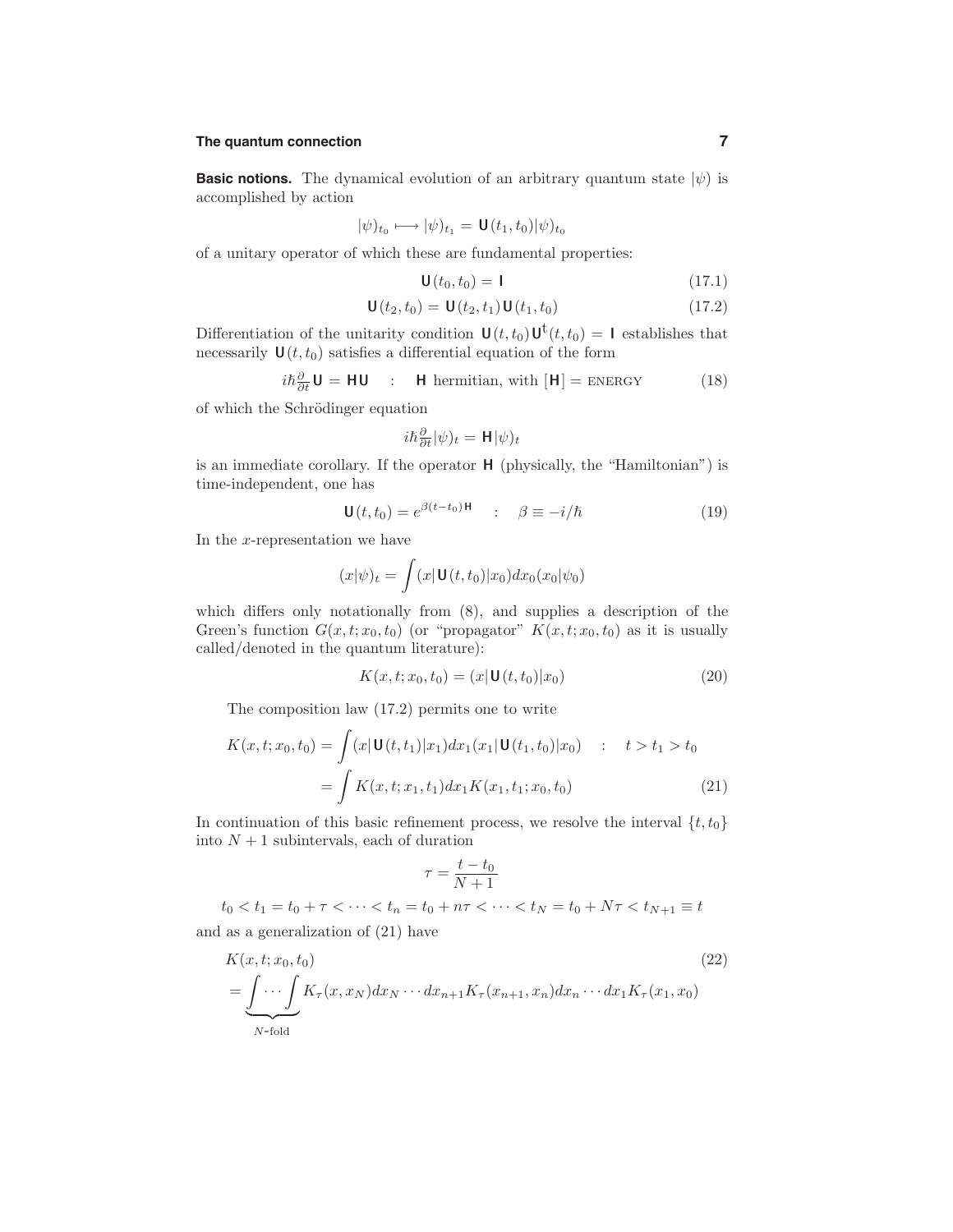**Basic notions.** The dynamical evolution of an arbitrary quantum state $|\psi)$ is accomplished by action

$$|\psi)_{t_0} \longmapsto |\psi)_{t_1} = \mathbf{U}(t_1, t_0)|\psi)_{t_0}$$

of a unitary operator of which these are fundamental properties:

$$\mathbf{U}(t_0, t_0) = \mathbf{I} \tag{17.1}$$

$$\mathbf{U}(t_2, t_0) = \mathbf{U}(t_2, t_1)\,\mathbf{U}(t_1, t_0) \tag{17.2}$$

Differentiation of the unitarity condition $\mathbf{U}(t, t_0)\mathbf{U}^{\mathsf{t}}(t, t_0) = \mathbf{I}$ establishes that necessarily $\mathbf{U}(t, t_0)$ satisfies a differential equation of the form

$$i\hbar\tfrac{\partial}{\partial t}\mathbf{U} = \mathbf{H}\mathbf{U} \quad : \quad \mathbf{H} \text{ hermitian, with } [\mathbf{H}] = \text{ENERGY} \tag{18}$$

of which the Schrödinger equation

$$i\hbar\tfrac{\partial}{\partial t}|\psi)_t = \mathbf{H}|\psi)_t$$

is an immediate corollary. If the operator $\mathbf{H}$ (physically, the "Hamiltonian") is time-independent, one has

$$\mathbf{U}(t, t_0) = e^{\beta(t - t_0)\mathbf{H}} \quad : \quad \beta \equiv -i/\hbar \tag{19}$$

In the $x$-representation we have

$$(x|\psi)_t = \int (x|\mathbf{U}(t, t_0)|x_0)dx_0(x_0|\psi_0)$$

which differs only notationally from (8), and supplies a description of the Green's function $G(x, t; x_0, t_0)$ (or "propagator" $K(x, t; x_0, t_0)$ as it is usually called/denoted in the quantum literature):

$$K(x, t; x_0, t_0) = (x|\mathbf{U}(t, t_0)|x_0) \tag{20}$$

The composition law (17.2) permits one to write

$$\begin{aligned}
K(x, t; x_0, t_0) &= \int (x|\mathbf{U}(t, t_1)|x_1)dx_1(x_1|\mathbf{U}(t_1, t_0)|x_0) \quad : \quad t > t_1 > t_0 \\
&= \int K(x, t; x_1, t_1)dx_1 K(x_1, t_1; x_0, t_0)
\end{aligned} \tag{21}$$

In continuation of this basic refinement process, we resolve the interval $\{t, t_0\}$ into $N + 1$ subintervals, each of duration

$$\tau = \frac{t - t_0}{N + 1}$$

$$t_0 < t_1 = t_0 + \tau < \cdots < t_n = t_0 + n\tau < \cdots < t_N = t_0 + N\tau < t_{N+1} \equiv t$$

and as a generalization of (21) have

$$\begin{aligned}
&K(x, t; x_0, t_0) \\
&= \underbrace{\int \cdots \int}_{N\text{-fold}} K_\tau(x, x_N)dx_N \cdots dx_{n+1}K_\tau(x_{n+1}, x_n)dx_n \cdots dx_1 K_\tau(x_1, x_0)
\end{aligned} \tag{22}$$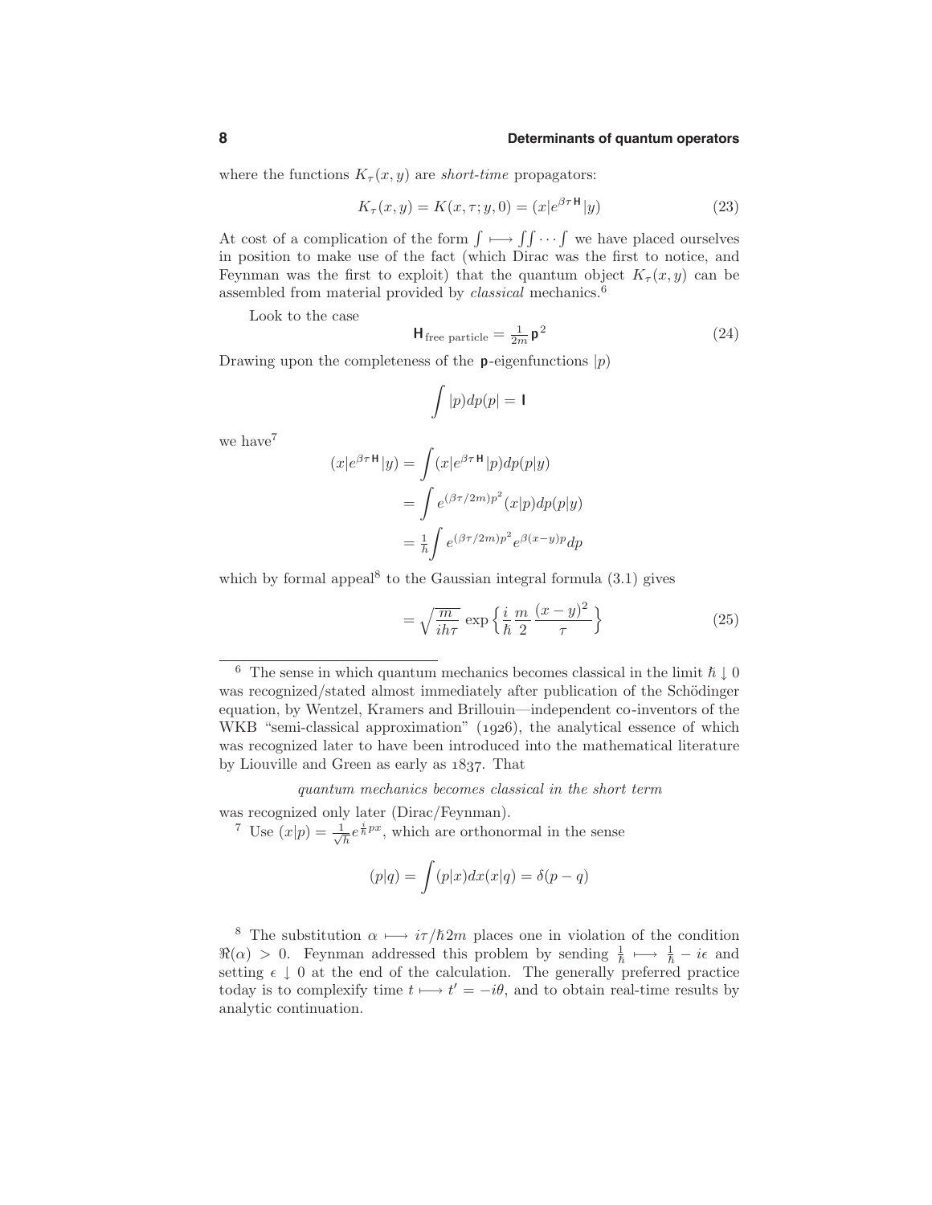where the functions $K_\tau(x,y)$ are *short-time* propagators:

$$K_\tau(x,y) = K(x,\tau;y,0) = (x|e^{\beta\tau \mathsf{H}}|y) \tag{23}$$

At cost of a complication of the form $\int \longmapsto \iint\cdots\int$ we have placed ourselves in position to make use of the fact (which Dirac was the first to notice, and Feynman was the first to exploit) that the quantum object $K_\tau(x,y)$ can be assembled from material provided by *classical* mechanics.[6]

Look to the case

$$\mathsf{H}_{\text{free particle}} = \tfrac{1}{2m}\,\mathsf{p}^2 \tag{24}$$

Drawing upon the completeness of the $\mathsf{p}$-eigenfunctions $|p)$

$$\int |p)dp(p| = \mathsf{I}$$

we have[7]

$$\begin{aligned}
(x|e^{\beta\tau\mathsf{H}}|y) &= \int (x|e^{\beta\tau\mathsf{H}}|p)dp(p|y)\\
&= \int e^{(\beta\tau/2m)p^2}(x|p)dp(p|y)\\
&= \tfrac{1}{h}\!\int e^{(\beta\tau/2m)p^2}e^{\beta(x-y)p}dp
\end{aligned}$$

which by formal appeal[8] to the Gaussian integral formula (3.1) gives

$$= \sqrt{\frac{m}{ih\tau}}\,\exp\Big\{\frac{i}{\hbar}\frac{m}{2}\frac{(x-y)^2}{\tau}\Big\} \tag{25}$$

---

[6] The sense in which quantum mechanics becomes classical in the limit $\hbar \downarrow 0$ was recognized/stated almost immediately after publication of the Schödinger equation, by Wentzel, Kramers and Brillouin—independent co-inventors of the WKB "semi-classical approximation" (1926), the analytical essence of which was recognized later to have been introduced into the mathematical literature by Liouville and Green as early as 1837. That

*quantum mechanics becomes classical in the short term*

was recognized only later (Dirac/Feynman).

[7] Use $(x|p) = \frac{1}{\sqrt{h}}e^{\frac{i}{\hbar}px}$, which are orthonormal in the sense

$$(p|q) = \int (p|x)dx(x|q) = \delta(p-q)$$

[8] The substitution $\alpha \longmapsto i\tau/\hbar 2m$ places one in violation of the condition $\Re(\alpha) > 0$. Feynman addressed this problem by sending $\frac{1}{\hbar} \longmapsto \frac{1}{\hbar} - i\epsilon$ and setting $\epsilon \downarrow 0$ at the end of the calculation. The generally preferred practice today is to complexify time $t \longmapsto t' = -i\theta$, and to obtain real-time results by analytic continuation.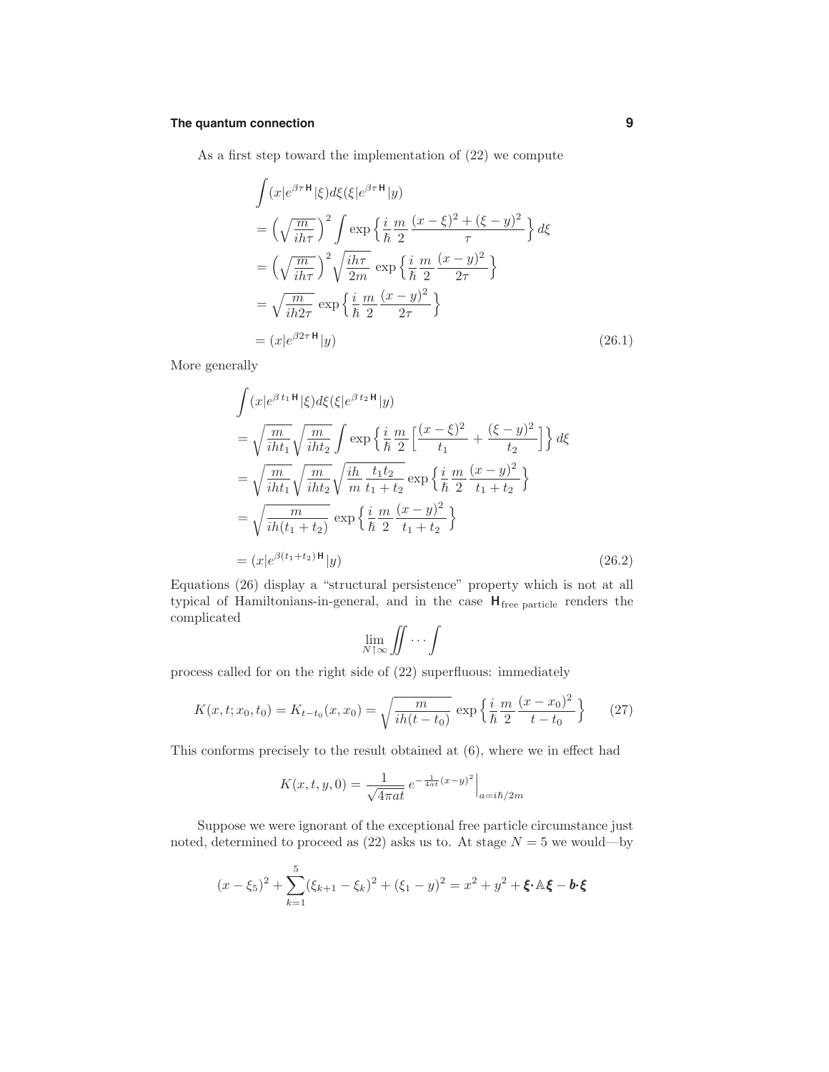As a first step toward the implementation of (22) we compute

$$
\begin{aligned}
\int &(x|e^{\beta\tau \mathsf{H}}|\xi)d\xi(\xi|e^{\beta\tau \mathsf{H}}|y) \\
&= \left(\sqrt{\frac{m}{ih\tau}}\right)^2 \int \exp\Big\{\frac{i}{\hbar}\frac{m}{2}\frac{(x-\xi)^2+(\xi-y)^2}{\tau}\Big\}\,d\xi \\
&= \left(\sqrt{\frac{m}{ih\tau}}\right)^2 \sqrt{\frac{ih\tau}{2m}}\,\exp\Big\{\frac{i}{\hbar}\frac{m}{2}\frac{(x-y)^2}{2\tau}\Big\} \\
&= \sqrt{\frac{m}{ih2\tau}}\,\exp\Big\{\frac{i}{\hbar}\frac{m}{2}\frac{(x-y)^2}{2\tau}\Big\} \\
&= (x|e^{\beta 2\tau \mathsf{H}}|y)
\end{aligned}
\tag{26.1}
$$

More generally

$$
\begin{aligned}
\int &(x|e^{\beta\, t_1 \mathsf{H}}|\xi)d\xi(\xi|e^{\beta\, t_2 \mathsf{H}}|y) \\
&= \sqrt{\frac{m}{iht_1}}\sqrt{\frac{m}{iht_2}}\int \exp\Big\{\frac{i}{\hbar}\frac{m}{2}\Big[\frac{(x-\xi)^2}{t_1}+\frac{(\xi-y)^2}{t_2}\Big]\Big\}\,d\xi \\
&= \sqrt{\frac{m}{iht_1}}\sqrt{\frac{m}{iht_2}}\sqrt{\frac{ih}{m}\frac{t_1t_2}{t_1+t_2}}\,\exp\Big\{\frac{i}{\hbar}\frac{m}{2}\frac{(x-y)^2}{t_1+t_2}\Big\} \\
&= \sqrt{\frac{m}{ih(t_1+t_2)}}\,\exp\Big\{\frac{i}{\hbar}\frac{m}{2}\frac{(x-y)^2}{t_1+t_2}\Big\} \\
&= (x|e^{\beta(t_1+t_2)\mathsf{H}}|y)
\end{aligned}
\tag{26.2}
$$

Equations (26) display a "structural persistence" property which is not at all typical of Hamiltonians-in-general, and in the case $\mathsf{H}_{\text{free particle}}$ renders the complicated

$$
\lim_{N\uparrow\infty}\iint\cdots\int
$$

process called for on the right side of (22) superfluous: immediately

$$
K(x,t;x_0,t_0) = K_{t-t_0}(x,x_0) = \sqrt{\frac{m}{ih(t-t_0)}}\,\exp\Big\{\frac{i}{\hbar}\frac{m}{2}\frac{(x-x_0)^2}{t-t_0}\Big\} \tag{27}
$$

This conforms precisely to the result obtained at (6), where we in effect had

$$
K(x,t,y,0) = \frac{1}{\sqrt{4\pi a t}}\,e^{-\frac{1}{4at}(x-y)^2}\Big|_{a=i\hbar/2m}
$$

Suppose we were ignorant of the exceptional free particle circumstance just noted, determined to proceed as (22) asks us to. At stage $N=5$ we would—by

$$
(x-\xi_5)^2 + \sum_{k=1}^{5}(\xi_{k+1}-\xi_k)^2 + (\xi_1-y)^2 = x^2+y^2+\boldsymbol{\xi}\cdot\mathbb{A}\boldsymbol{\xi} - \boldsymbol{b}\cdot\boldsymbol{\xi}
$$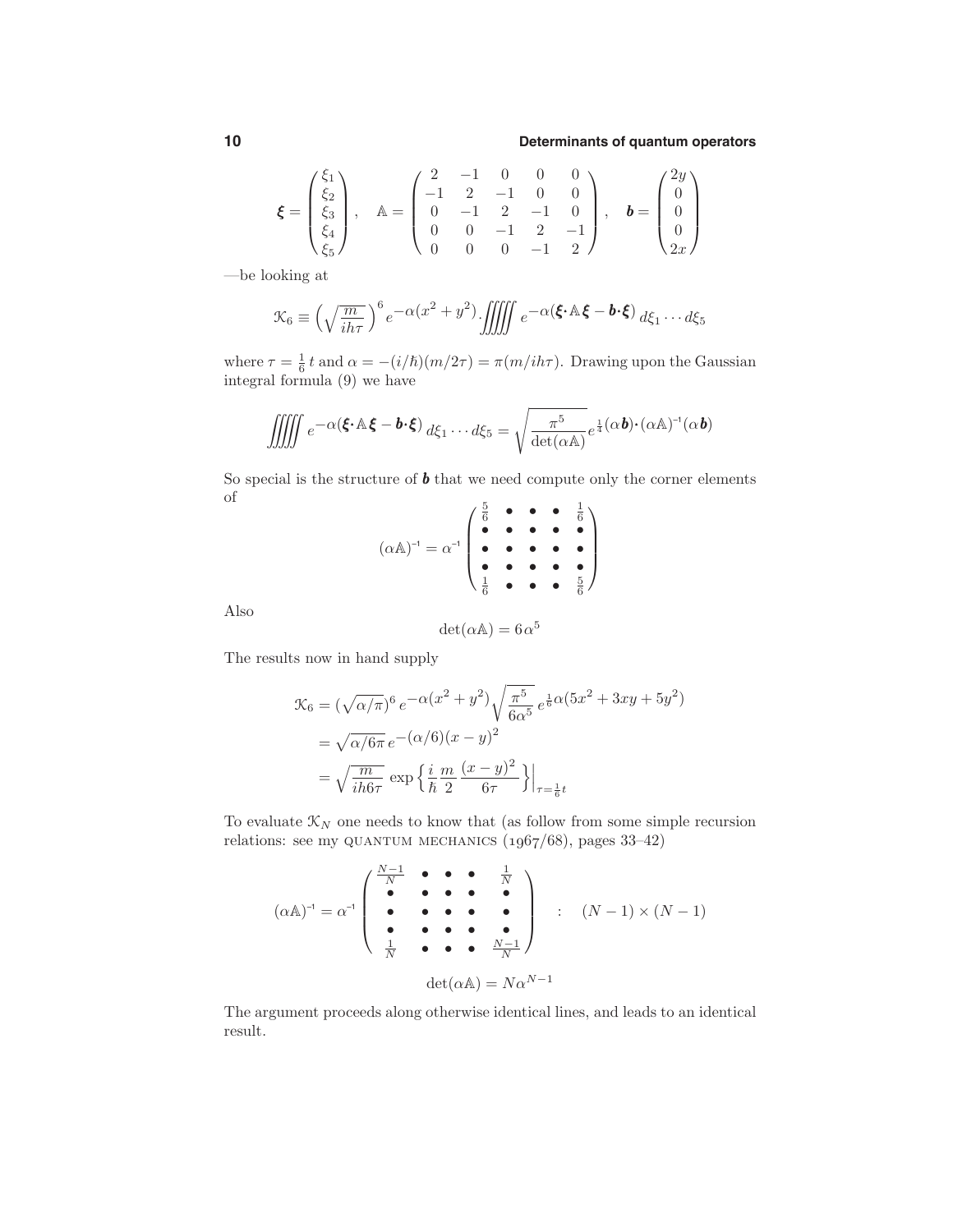$$
\boldsymbol{\xi} = \begin{pmatrix} \xi_1 \\ \xi_2 \\ \xi_3 \\ \xi_4 \\ \xi_5 \end{pmatrix}, \quad \mathbb{A} = \begin{pmatrix} 2 & -1 & 0 & 0 & 0 \\ -1 & 2 & -1 & 0 & 0 \\ 0 & -1 & 2 & -1 & 0 \\ 0 & 0 & -1 & 2 & -1 \\ 0 & 0 & 0 & -1 & 2 \end{pmatrix}, \quad \boldsymbol{b} = \begin{pmatrix} 2y \\ 0 \\ 0 \\ 0 \\ 2x \end{pmatrix}
$$

—be looking at

$$
\mathcal{K}_6 \equiv \Big(\sqrt{\frac{m}{ih\tau}}\Big)^6 e^{-\alpha(x^2+y^2)} \iiiiint e^{-\alpha(\boldsymbol{\xi}\cdot\mathbb{A}\boldsymbol{\xi} - \boldsymbol{b}\cdot\boldsymbol{\xi})}\, d\xi_1\cdots d\xi_5
$$

where $\tau = \frac{1}{6}t$ and $\alpha = -(i/\hbar)(m/2\tau) = \pi(m/ih\tau)$. Drawing upon the Gaussian integral formula (9) we have

$$
\iiiiint e^{-\alpha(\boldsymbol{\xi}\cdot\mathbb{A}\boldsymbol{\xi} - \boldsymbol{b}\cdot\boldsymbol{\xi})}\, d\xi_1\cdots d\xi_5 = \sqrt{\frac{\pi^5}{\det(\alpha\mathbb{A})}}\, e^{\frac{1}{4}(\alpha\boldsymbol{b})\cdot(\alpha\mathbb{A})^{-1}(\alpha\boldsymbol{b})}
$$

So special is the structure of $\boldsymbol{b}$ that we need compute only the corner elements of

$$
(\alpha\mathbb{A})^{-1} = \alpha^{-1}\begin{pmatrix} \frac{5}{6} & \bullet & \bullet & \bullet & \frac{1}{6} \\ \bullet & \bullet & \bullet & \bullet & \bullet \\ \bullet & \bullet & \bullet & \bullet & \bullet \\ \bullet & \bullet & \bullet & \bullet & \bullet \\ \frac{1}{6} & \bullet & \bullet & \bullet & \frac{5}{6} \end{pmatrix}
$$

Also

$$
\det(\alpha\mathbb{A}) = 6\alpha^5
$$

The results now in hand supply

$$
\begin{aligned}
\mathcal{K}_6 &= (\sqrt{\alpha/\pi})^6\, e^{-\alpha(x^2+y^2)}\sqrt{\frac{\pi^5}{6\alpha^5}}\, e^{\frac{1}{6}\alpha(5x^2+3xy+5y^2)} \\
&= \sqrt{\alpha/6\pi}\, e^{-(\alpha/6)(x-y)^2} \\
&= \sqrt{\frac{m}{ih6\tau}}\, \exp\Big\{\frac{i}{\hbar}\frac{m}{2}\frac{(x-y)^2}{6\tau}\Big\}\Big|_{\tau=\frac{1}{6}t}
\end{aligned}
$$

To evaluate $\mathcal{K}_N$ one needs to know that (as follow from some simple recursion relations: see my QUANTUM MECHANICS (1967/68), pages 33–42)

$$
(\alpha\mathbb{A})^{-1} = \alpha^{-1}\begin{pmatrix} \frac{N-1}{N} & \bullet & \bullet & \bullet & \frac{1}{N} \\ \bullet & \bullet & \bullet & \bullet & \bullet \\ \bullet & \bullet & \bullet & \bullet & \bullet \\ \bullet & \bullet & \bullet & \bullet & \bullet \\ \frac{1}{N} & \bullet & \bullet & \bullet & \frac{N-1}{N} \end{pmatrix} \quad : \quad (N-1)\times(N-1)
$$

$$
\det(\alpha\mathbb{A}) = N\alpha^{N-1}
$$

The argument proceeds along otherwise identical lines, and leads to an identical result.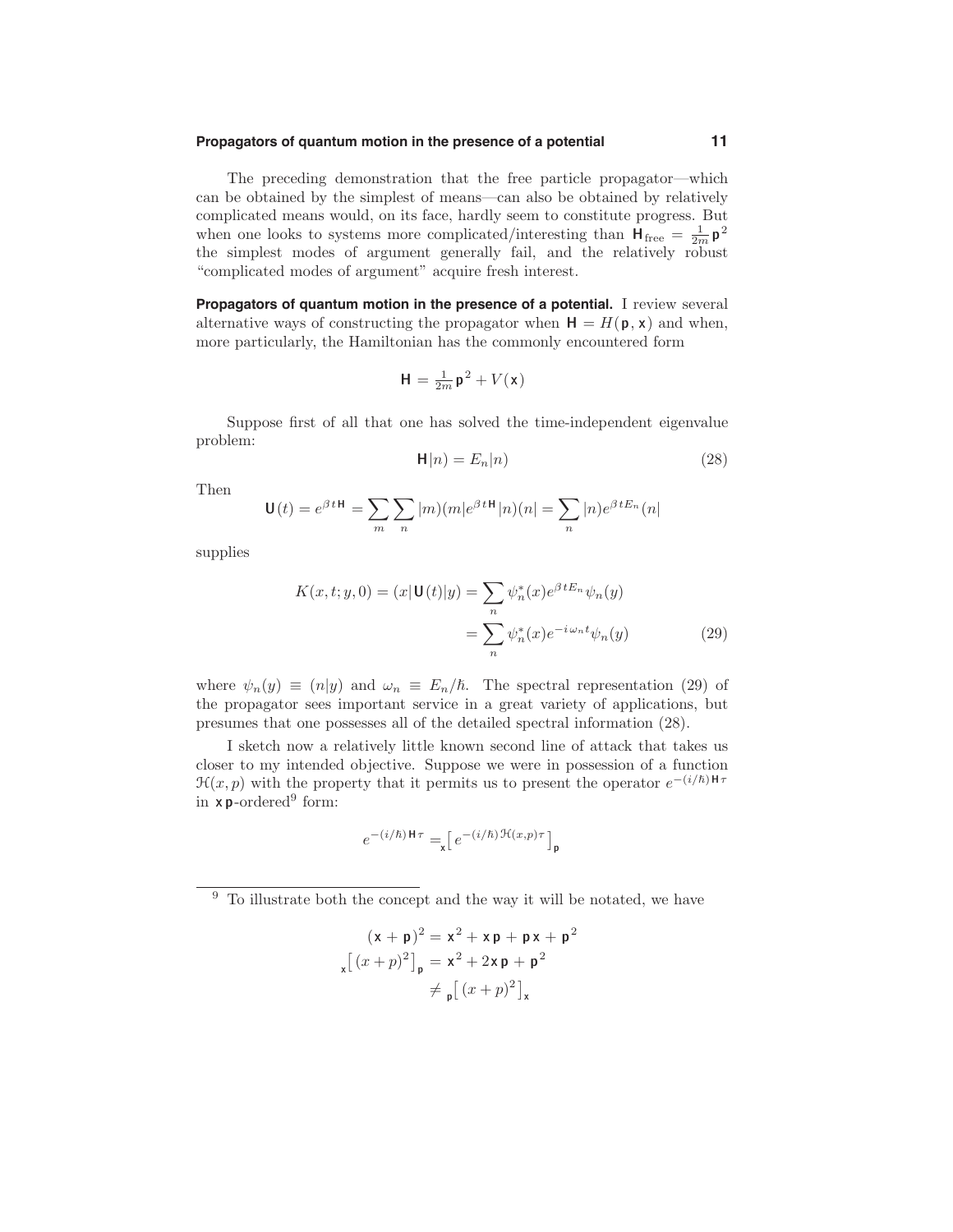The preceding demonstration that the free particle propagator—which can be obtained by the simplest of means—can also be obtained by relatively complicated means would, on its face, hardly seem to constitute progress. But when one looks to systems more complicated/interesting than $\mathsf{H}_{\text{free}} = \frac{1}{2m}\mathsf{p}^2$ the simplest modes of argument generally fail, and the relatively robust "complicated modes of argument" acquire fresh interest.

**Propagators of quantum motion in the presence of a potential.** I review several alternative ways of constructing the propagator when $\mathsf{H} = H(\mathsf{p}, \mathsf{x})$ and when, more particularly, the Hamiltonian has the commonly encountered form

$$\mathsf{H} = \tfrac{1}{2m}\mathsf{p}^2 + V(\mathsf{x})$$

Suppose first of all that one has solved the time-independent eigenvalue problem:

$$\mathsf{H}|n) = E_n|n) \tag{28}$$

Then

$$\mathsf{U}(t) = e^{\beta t \mathsf{H}} = \sum_m \sum_n |m)(m|e^{\beta t \mathsf{H}}|n)(n| = \sum_n |n)e^{\beta t E_n}(n|$$

supplies

$$\begin{aligned}
K(x,t;y,0) = (x|\mathsf{U}(t)|y) &= \sum_n \psi_n^*(x)e^{\beta t E_n}\psi_n(y) \\
&= \sum_n \psi_n^*(x)e^{-i\omega_n t}\psi_n(y)
\end{aligned} \tag{29}$$

where $\psi_n(y) \equiv (n|y)$ and $\omega_n \equiv E_n/\hbar$. The spectral representation (29) of the propagator sees important service in a great variety of applications, but presumes that one possesses all of the detailed spectral information (28).

I sketch now a relatively little known second line of attack that takes us closer to my intended objective. Suppose we were in possession of a function $\mathcal{H}(x,p)$ with the property that it permits us to present the operator $e^{-(i/\hbar)\mathsf{H}\tau}$ in $\mathsf{x}\,\mathsf{p}$-ordered[9] form:

$$e^{-(i/\hbar)\mathsf{H}\tau} = {}_{\mathsf{x}}\big[\, e^{-(i/\hbar)\mathcal{H}(x,p)\tau} \big]_{\mathsf{p}}$$

---

[9] To illustrate both the concept and the way it will be notated, we have

$$\begin{aligned}
(\mathsf{x} + \mathsf{p})^2 &= \mathsf{x}^2 + \mathsf{x}\,\mathsf{p} + \mathsf{p}\,\mathsf{x} + \mathsf{p}^2 \\
{}_{\mathsf{x}}\big[\,(x+p)^2\big]_{\mathsf{p}} &= \mathsf{x}^2 + 2\mathsf{x}\,\mathsf{p} + \mathsf{p}^2 \\
&\neq {}_{\mathsf{p}}\big[\,(x+p)^2\big]_{\mathsf{x}}
\end{aligned}$$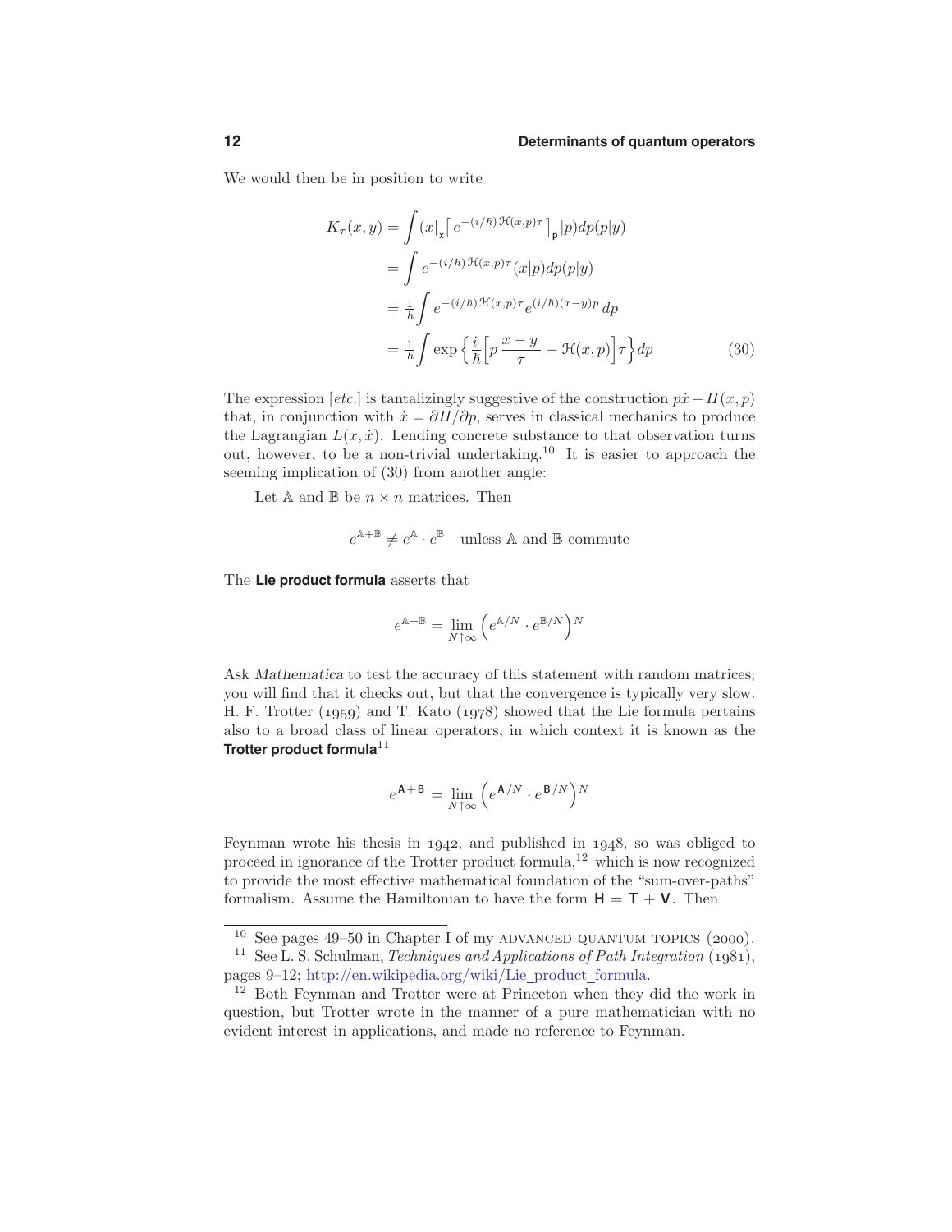We would then be in position to write

$$
\begin{aligned}
K_\tau(x,y) &= \int (x|_{\mathsf{x}}\Big[\,e^{-(i/\hbar)\,\mathcal{H}(x,p)\tau}\,\Big]_{\mathsf{p}}|p)dp(p|y) \\
&= \int e^{-(i/\hbar)\,\mathcal{H}(x,p)\tau}(x|p)dp(p|y) \\
&= \tfrac{1}{h}\int e^{-(i/\hbar)\,\mathcal{H}(x,p)\tau}e^{(i/\hbar)(x-y)p}\,dp \\
&= \tfrac{1}{h}\int \exp\Big\{\frac{i}{\hbar}\Big[p\,\frac{x-y}{\tau} - \mathcal{H}(x,p)\Big]\tau\Big\}dp
\end{aligned}
\tag{30}
$$

The expression [*etc.*] is tantalizingly suggestive of the construction $p\dot{x} - H(x,p)$ that, in conjunction with $\dot{x} = \partial H/\partial p$, serves in classical mechanics to produce the Lagrangian $L(x,\dot{x})$. Lending concrete substance to that observation turns out, however, to be a non-trivial undertaking.[10] It is easier to approach the seeming implication of (30) from another angle:

Let $\mathbb{A}$ and $\mathbb{B}$ be $n \times n$ matrices. Then

$$
e^{\mathbb{A}+\mathbb{B}} \neq e^{\mathbb{A}} \cdot e^{\mathbb{B}} \quad \text{unless } \mathbb{A} \text{ and } \mathbb{B} \text{ commute}
$$

The **Lie product formula** asserts that

$$
e^{\mathbb{A}+\mathbb{B}} = \lim_{N\uparrow\infty}\Big(e^{\mathbb{A}/N}\cdot e^{\mathbb{B}/N}\Big)^N
$$

Ask *Mathematica* to test the accuracy of this statement with random matrices; you will find that it checks out, but that the convergence is typically very slow. H. F. Trotter (1959) and T. Kato (1978) showed that the Lie formula pertains also to a broad class of linear operators, in which context it is known as the **Trotter product formula**[11]

$$
e^{\mathbf{A}+\mathbf{B}} = \lim_{N\uparrow\infty}\Big(e^{\mathbf{A}/N}\cdot e^{\mathbf{B}/N}\Big)^N
$$

Feynman wrote his thesis in 1942, and published in 1948, so was obliged to proceed in ignorance of the Trotter product formula,[12] which is now recognized to provide the most effective mathematical foundation of the "sum-over-paths" formalism. Assume the Hamiltonian to have the form $\mathbf{H} = \mathbf{T} + \mathbf{V}$. Then

---

[10] See pages 49–50 in Chapter I of my ADVANCED QUANTUM TOPICS (2000).

[11] See L. S. Schulman, *Techniques and Applications of Path Integration* (1981), pages 9–12; http://en.wikipedia.org/wiki/Lie_product_formula.

[12] Both Feynman and Trotter were at Princeton when they did the work in question, but Trotter wrote in the manner of a pure mathematician with no evident interest in applications, and made no reference to Feynman.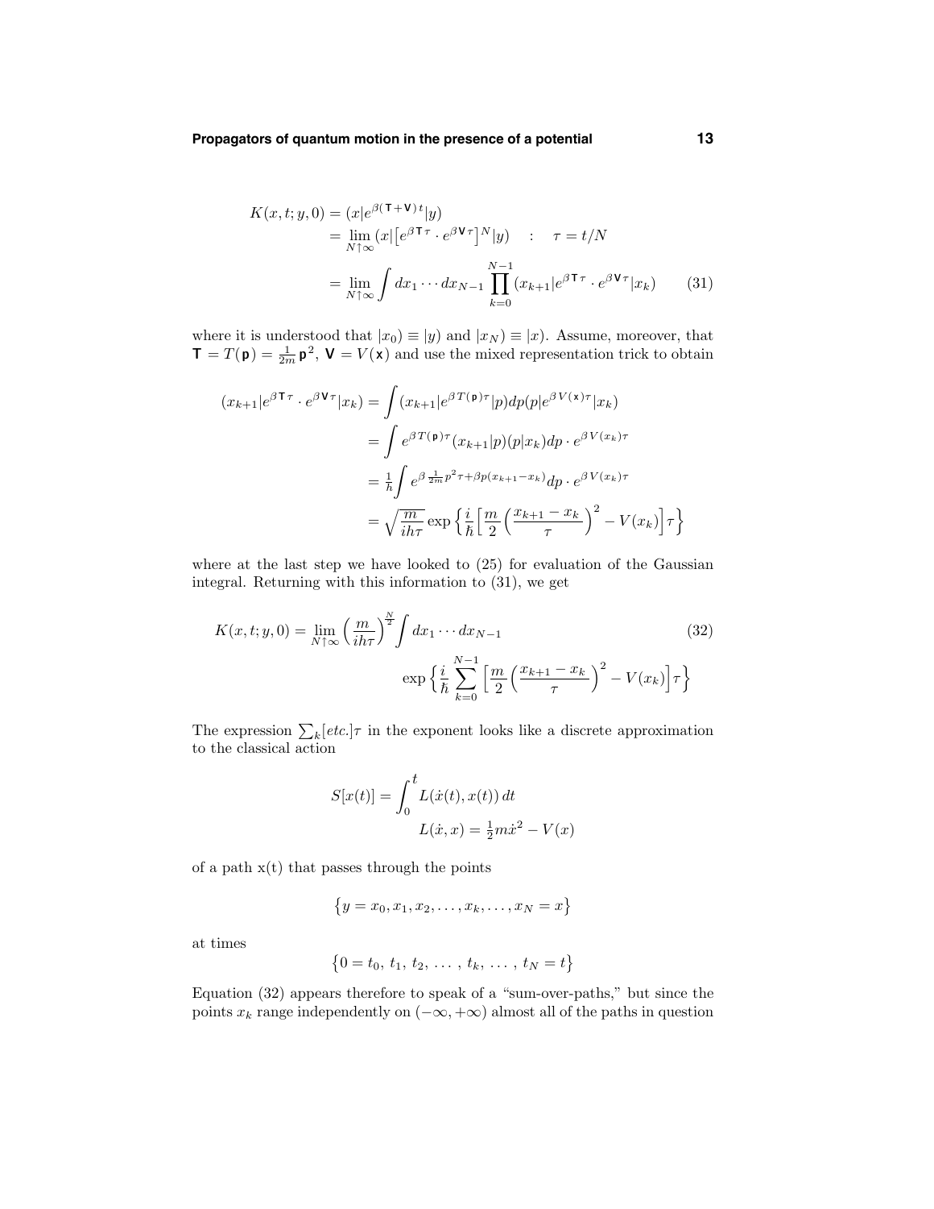$$
\begin{aligned}
K(x,t;y,0) &= (x|e^{\beta(\mathsf{T}+\mathsf{V})\,t}|y) \\
&= \lim_{N\uparrow\infty}(x|\big[e^{\beta\,\mathsf{T}\,\tau}\cdot e^{\beta\,\mathsf{V}\,\tau}\big]^N|y) \quad : \quad \tau = t/N \\
&= \lim_{N\uparrow\infty}\int dx_1\cdots dx_{N-1}\prod_{k=0}^{N-1}(x_{k+1}|e^{\beta\,\mathsf{T}\,\tau}\cdot e^{\beta\,\mathsf{V}\,\tau}|x_k) \qquad (31)
\end{aligned}
$$

where it is understood that $|x_0) \equiv |y)$ and $|x_N) \equiv |x)$. Assume, moreover, that $\mathsf{T} = T(\mathsf{p}) = \frac{1}{2m}\,\mathsf{p}^2$, $\mathsf{V} = V(\mathsf{x})$ and use the mixed representation trick to obtain

$$
\begin{aligned}
(x_{k+1}|e^{\beta\,\mathsf{T}\,\tau}\cdot e^{\beta\,\mathsf{V}\,\tau}|x_k) &= \int (x_{k+1}|e^{\beta\,T(\mathsf{p})\tau}|p)dp(p|e^{\beta\,V(\mathsf{x})\tau}|x_k) \\
&= \int e^{\beta\,T(\mathsf{p})\tau}(x_{k+1}|p)(p|x_k)dp\cdot e^{\beta\,V(x_k)\tau} \\
&= \tfrac{1}{h}\int e^{\beta\,\frac{1}{2m}p^2\tau+\beta p(x_{k+1}-x_k)}dp\cdot e^{\beta\,V(x_k)\tau} \\
&= \sqrt{\frac{m}{ih\tau}}\exp\Big\{\frac{i}{\hbar}\Big[\frac{m}{2}\Big(\frac{x_{k+1}-x_k}{\tau}\Big)^2 - V(x_k)\Big]\tau\Big\}
\end{aligned}
$$

where at the last step we have looked to (25) for evaluation of the Gaussian integral. Returning with this information to (31), we get

$$
\begin{aligned}
K(x,t;y,0) = \lim_{N\uparrow\infty}\Big(\frac{m}{ih\tau}\Big)^{\frac{N}{2}}\int dx_1\cdots dx_{N-1} \qquad\qquad (32) \\
\exp\Big\{\frac{i}{\hbar}\sum_{k=0}^{N-1}\Big[\frac{m}{2}\Big(\frac{x_{k+1}-x_k}{\tau}\Big)^2 - V(x_k)\Big]\tau\Big\}
\end{aligned}
$$

The expression $\sum_k[etc.]\tau$ in the exponent looks like a discrete approximation to the classical action

$$
S[x(t)] = \int_0^t L(\dot{x}(t), x(t))\,dt
$$
$$
L(\dot{x}, x) = \tfrac{1}{2}m\dot{x}^2 - V(x)
$$

of a path x(t) that passes through the points

$$
\big\{y = x_0, x_1, x_2, \ldots, x_k, \ldots, x_N = x\big\}
$$

at times

$$
\big\{0 = t_0,\ t_1,\ t_2,\ \ldots\ ,\ t_k,\ \ldots\ ,\ t_N = t\big\}
$$

Equation (32) appears therefore to speak of a "sum-over-paths," but since the points $x_k$ range independently on $(-\infty, +\infty)$ almost all of the paths in question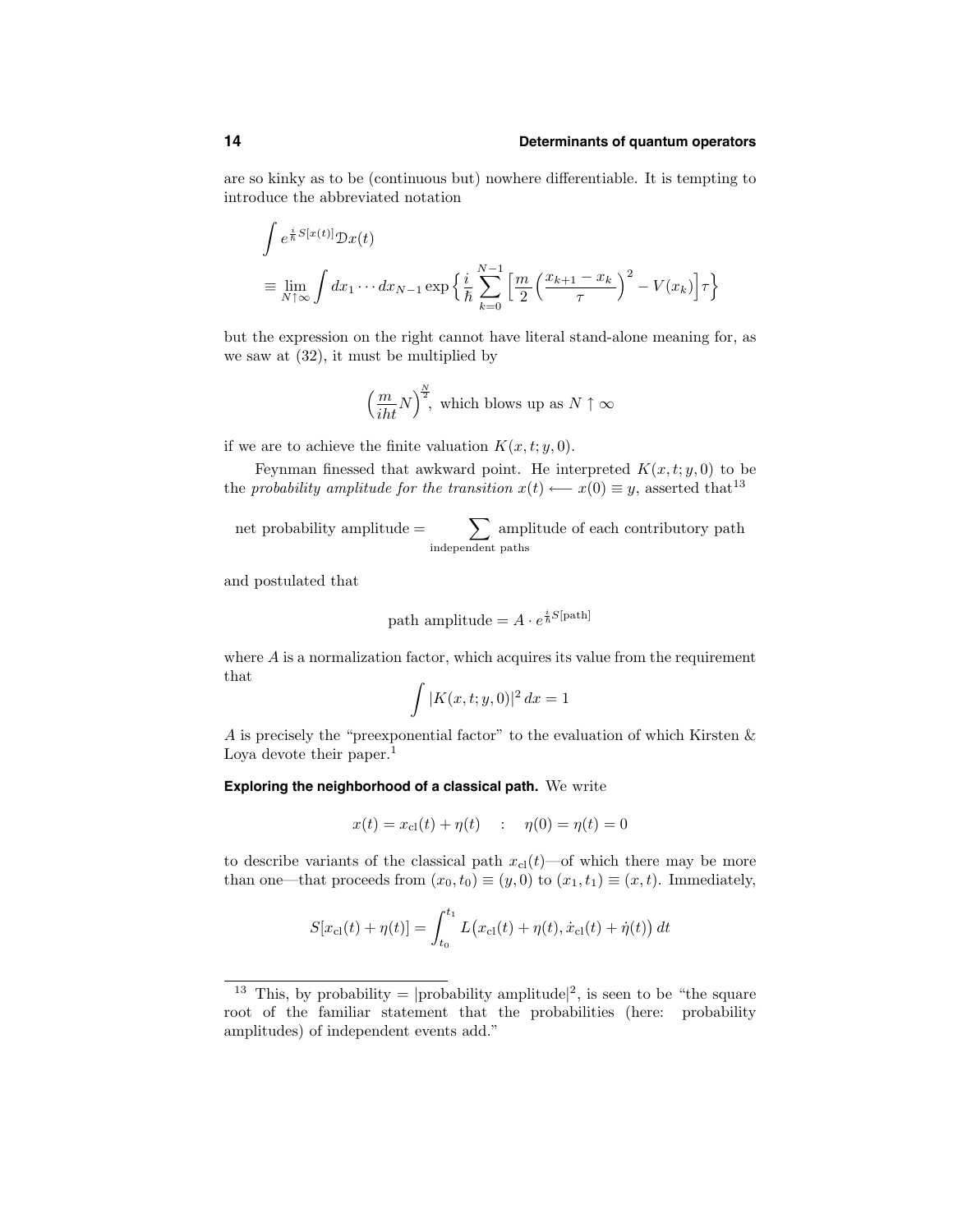are so kinky as to be (continuous but) nowhere differentiable. It is tempting to introduce the abbreviated notation

$$
\begin{aligned}
&\int e^{\frac{i}{\hbar}S[x(t)]}\mathcal{D}x(t) \\
&\equiv \lim_{N\uparrow\infty}\int dx_1\cdots dx_{N-1}\exp\Big\{\frac{i}{\hbar}\sum_{k=0}^{N-1}\Big[\frac{m}{2}\Big(\frac{x_{k+1}-x_k}{\tau}\Big)^2 - V(x_k)\Big]\tau\Big\}
\end{aligned}
$$

but the expression on the right cannot have literal stand-alone meaning for, as we saw at (32), it must be multiplied by

$$
\Big(\frac{m}{iht}N\Big)^{\frac{N}{2}},\ \text{which blows up as } N\uparrow\infty
$$

if we are to achieve the finite valuation $K(x,t;y,0)$.

Feynman finessed that awkward point. He interpreted $K(x,t;y,0)$ to be the *probability amplitude for the transition* $x(t) \longleftarrow x(0)\equiv y$, asserted that[13]

$$
\text{net probability amplitude} = \sum_{\text{independent paths}} \text{amplitude of each contributory path}
$$

and postulated that

$$
\text{path amplitude} = A\cdot e^{\frac{i}{\hbar}S[\text{path}]}
$$

where $A$ is a normalization factor, which acquires its value from the requirement that

$$
\int |K(x,t;y,0)|^2\,dx = 1
$$

$A$ is precisely the "preexponential factor" to the evaluation of which Kirsten & Loya devote their paper.[1]

**Exploring the neighborhood of a classical path.** We write

$$
x(t) = x_{\text{cl}}(t) + \eta(t) \quad : \quad \eta(0) = \eta(t) = 0
$$

to describe variants of the classical path $x_{\text{cl}}(t)$—of which there may be more than one—that proceeds from $(x_0,t_0)\equiv(y,0)$ to $(x_1,t_1)\equiv(x,t)$. Immediately,

$$
S[x_{\text{cl}}(t)+\eta(t)] = \int_{t_0}^{t_1} L\big(x_{\text{cl}}(t)+\eta(t),\dot{x}_{\text{cl}}(t)+\dot{\eta}(t)\big)\,dt
$$

---

[13] This, by probability = |probability amplitude|$^2$, is seen to be "the square root of the familiar statement that the probabilities (here: probability amplitudes) of independent events add."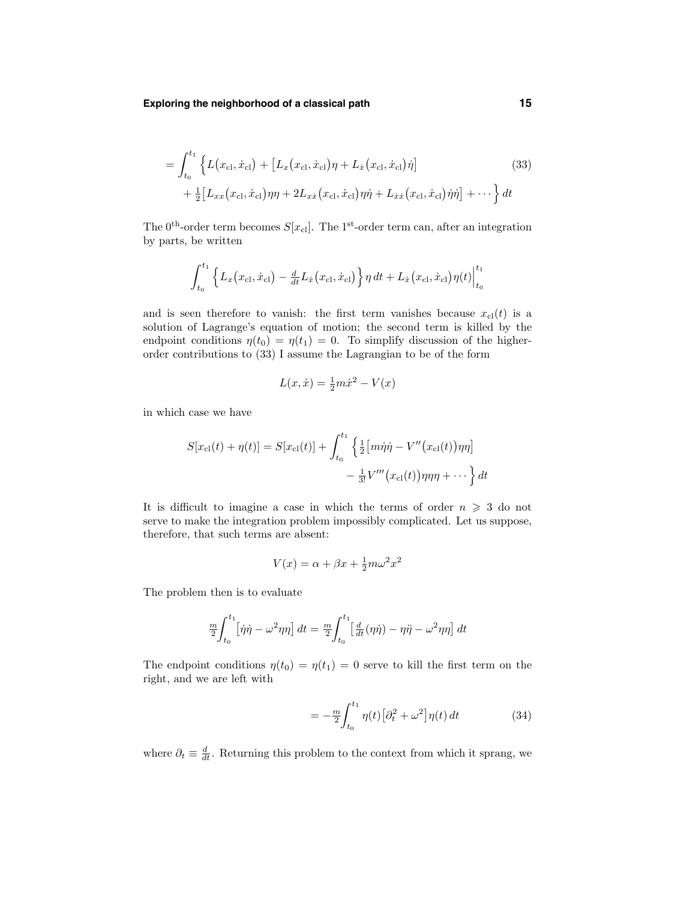$$
\begin{aligned}
&= \int_{t_0}^{t_1} \Big\{ L\big(x_{\rm cl}, \dot x_{\rm cl}\big) + \big[L_x\big(x_{\rm cl}, \dot x_{\rm cl}\big)\eta + L_{\dot x}\big(x_{\rm cl}, \dot x_{\rm cl}\big)\dot\eta\big] \\
&\qquad + \tfrac{1}{2}\big[L_{xx}\big(x_{\rm cl}, \dot x_{\rm cl}\big)\eta\eta + 2L_{x\dot x}\big(x_{\rm cl}, \dot x_{\rm cl}\big)\eta\dot\eta + L_{\dot x\dot x}\big(x_{\rm cl}, \dot x_{\rm cl}\big)\dot\eta\dot\eta\big] + \cdots \Big\}\, dt
\end{aligned}
\tag{33}
$$

The $0^{\rm th}$-order term becomes $S[x_{\rm cl}]$. The $1^{\rm st}$-order term can, after an integration by parts, be written

$$
\int_{t_0}^{t_1} \Big\{ L_x\big(x_{\rm cl}, \dot x_{\rm cl}\big) - \tfrac{d}{dt}L_{\dot x}\big(x_{\rm cl}, \dot x_{\rm cl}\big) \Big\}\, \eta\, dt + L_{\dot x}\big(x_{\rm cl}, \dot x_{\rm cl}\big)\eta(t)\Big|_{t_0}^{t_1}
$$

and is seen therefore to vanish: the first term vanishes because $x_{\rm cl}(t)$ is a solution of Lagrange's equation of motion; the second term is killed by the endpoint conditions $\eta(t_0) = \eta(t_1) = 0$. To simplify discussion of the higher-order contributions to (33) I assume the Lagrangian to be of the form

$$
L(x, \dot x) = \tfrac{1}{2}m\dot x^2 - V(x)
$$

in which case we have

$$
\begin{aligned}
S[x_{\rm cl}(t) + \eta(t)] = S[x_{\rm cl}(t)] + \int_{t_0}^{t_1} \Big\{ &\tfrac{1}{2}\big[m\dot\eta\dot\eta - V''\big(x_{\rm cl}(t)\big)\eta\eta\big] \\
&- \tfrac{1}{3!}V'''\big(x_{\rm cl}(t)\big)\eta\eta\eta + \cdots \Big\}\, dt
\end{aligned}
$$

It is difficult to imagine a case in which the terms of order $n \geqslant 3$ do not serve to make the integration problem impossibly complicated. Let us suppose, therefore, that such terms are absent:

$$
V(x) = \alpha + \beta x + \tfrac{1}{2}m\omega^2 x^2
$$

The problem then is to evaluate

$$
\tfrac{m}{2}\int_{t_0}^{t_1} \big[\dot\eta\dot\eta - \omega^2\eta\eta\big]\, dt = \tfrac{m}{2}\int_{t_0}^{t_1} \big[\tfrac{d}{dt}(\eta\dot\eta) - \eta\ddot\eta - \omega^2\eta\eta\big]\, dt
$$

The endpoint conditions $\eta(t_0) = \eta(t_1) = 0$ serve to kill the first term on the right, and we are left with

$$
= -\tfrac{m}{2}\int_{t_0}^{t_1} \eta(t)\big[\partial_t^2 + \omega^2\big]\eta(t)\, dt \tag{34}
$$

where $\partial_t \equiv \frac{d}{dt}$. Returning this problem to the context from which it sprang, we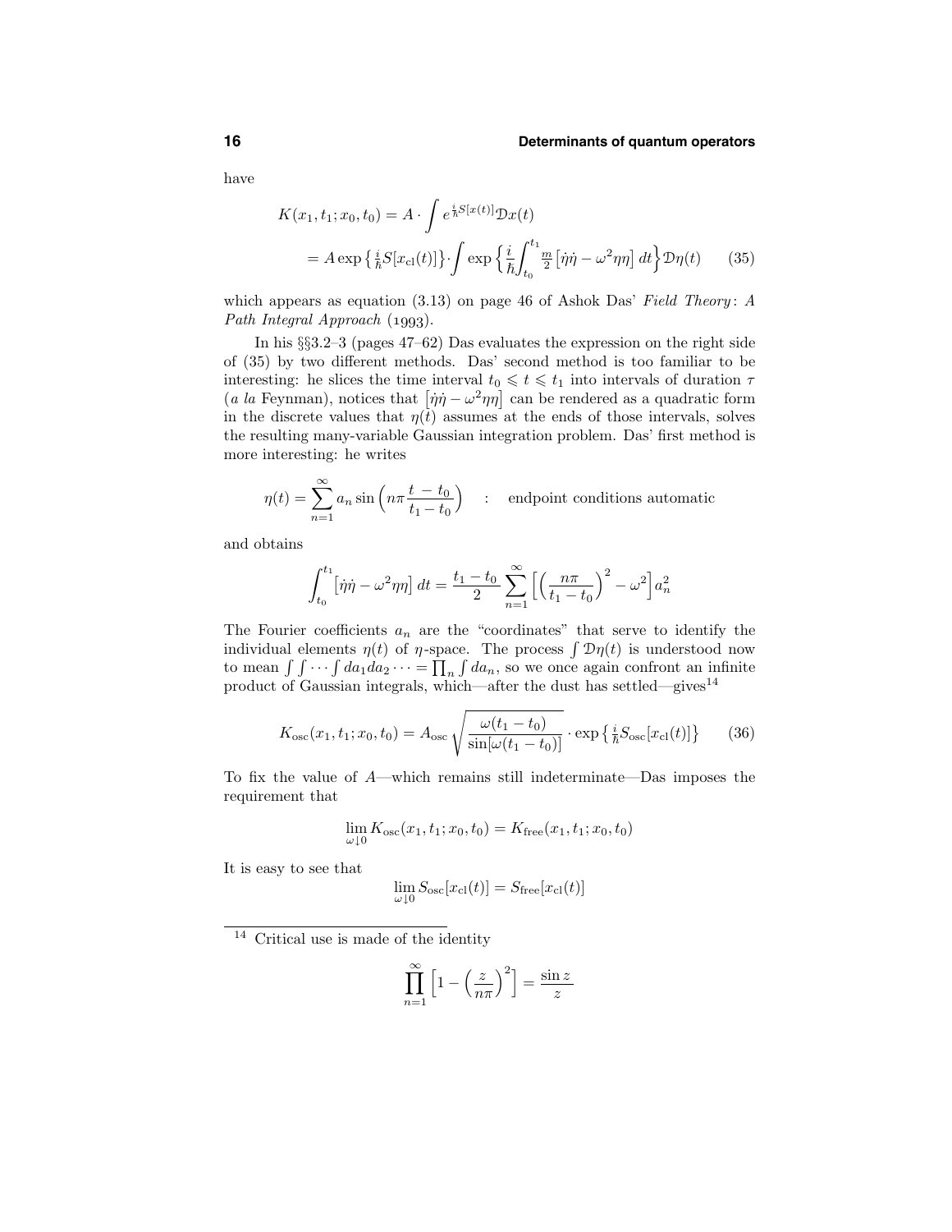have

$$
\begin{aligned}
K(x_1,t_1;x_0,t_0) &= A\cdot\int e^{\frac{i}{\hbar}S[x(t)]}\mathcal{D}x(t)\\
&= A\exp\left\{\tfrac{i}{\hbar}S[x_{\text{cl}}(t)]\right\}\cdot\int\exp\left\{\frac{i}{\hbar}\int_{t_0}^{t_1}\tfrac{m}{2}\left[\dot\eta\dot\eta-\omega^2\eta\eta\right]dt\right\}\mathcal{D}\eta(t) \qquad (35)
\end{aligned}
$$

which appears as equation (3.13) on page 46 of Ashok Das' *Field Theory: A Path Integral Approach* (1993).

In his §§3.2–3 (pages 47–62) Das evaluates the expression on the right side of (35) by two different methods. Das' second method is too familiar to be interesting: he slices the time interval $t_0 \leqslant t \leqslant t_1$ into intervals of duration $\tau$ (*a la* Feynman), notices that $\left[\dot\eta\dot\eta-\omega^2\eta\eta\right]$ can be rendered as a quadratic form in the discrete values that $\eta(t)$ assumes at the ends of those intervals, solves the resulting many-variable Gaussian integration problem. Das' first method is more interesting: he writes

$$
\eta(t)=\sum_{n=1}^{\infty}a_n\sin\left(n\pi\frac{t-t_0}{t_1-t_0}\right) \quad : \quad \text{endpoint conditions automatic}
$$

and obtains

$$
\int_{t_0}^{t_1}\left[\dot\eta\dot\eta-\omega^2\eta\eta\right]dt=\frac{t_1-t_0}{2}\sum_{n=1}^{\infty}\left[\left(\frac{n\pi}{t_1-t_0}\right)^2-\omega^2\right]a_n^2
$$

The Fourier coefficients $a_n$ are the "coordinates" that serve to identify the individual elements $\eta(t)$ of $\eta$-space. The process $\int\mathcal{D}\eta(t)$ is understood now to mean $\int\int\cdots\int da_1da_2\cdots=\prod_n\int da_n$, so we once again confront an infinite product of Gaussian integrals, which—after the dust has settled—gives[14]

$$
K_{\text{osc}}(x_1,t_1;x_0,t_0)=A_{\text{osc}}\sqrt{\frac{\omega(t_1-t_0)}{\sin[\omega(t_1-t_0)]}}\cdot\exp\left\{\tfrac{i}{\hbar}S_{\text{osc}}[x_{\text{cl}}(t)]\right\} \qquad (36)
$$

To fix the value of $A$—which remains still indeterminate—Das imposes the requirement that

$$
\lim_{\omega\downarrow 0}K_{\text{osc}}(x_1,t_1;x_0,t_0)=K_{\text{free}}(x_1,t_1;x_0,t_0)
$$

It is easy to see that

$$
\lim_{\omega\downarrow 0}S_{\text{osc}}[x_{\text{cl}}(t)]=S_{\text{free}}[x_{\text{cl}}(t)]
$$

---

[14] Critical use is made of the identity

$$
\prod_{n=1}^{\infty}\left[1-\left(\frac{z}{n\pi}\right)^2\right]=\frac{\sin z}{z}
$$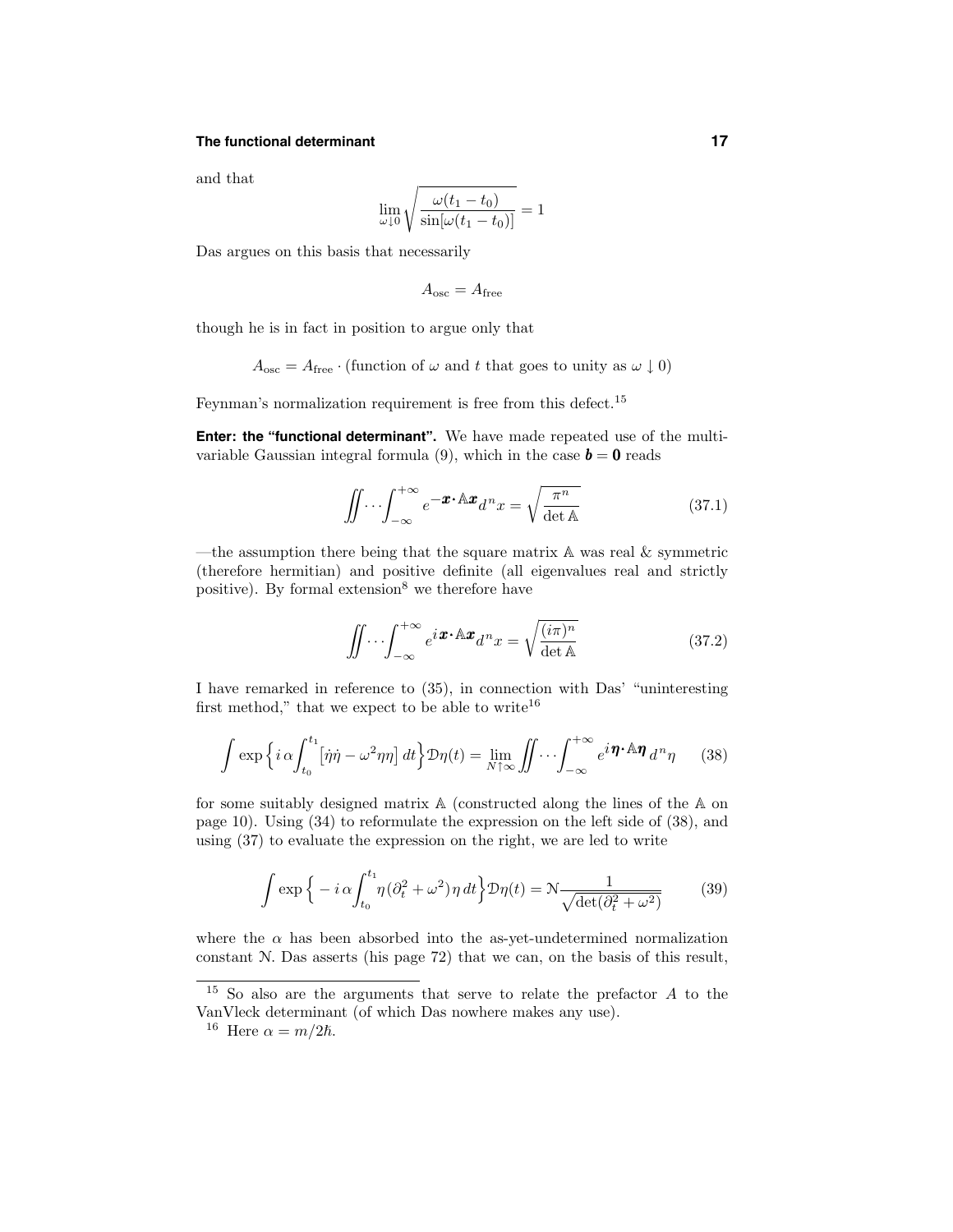and that

$$\lim_{\omega\downarrow 0}\sqrt{\frac{\omega(t_1-t_0)}{\sin[\omega(t_1-t_0)]}}=1$$

Das argues on this basis that necessarily

$$A_{\text{osc}}=A_{\text{free}}$$

though he is in fact in position to argue only that

$$A_{\text{osc}}=A_{\text{free}}\cdot(\text{function of }\omega\text{ and }t\text{ that goes to unity as }\omega\downarrow 0)$$

Feynman's normalization requirement is free from this defect.[15]

**Enter: the "functional determinant".** We have made repeated use of the multivariable Gaussian integral formula (9), which in the case $\boldsymbol{b}=\boldsymbol{0}$ reads

$$\iint\cdots\int_{-\infty}^{+\infty}e^{-\boldsymbol{x}\cdot\mathbb{A}\boldsymbol{x}}d^nx=\sqrt{\frac{\pi^n}{\det\mathbb{A}}}\tag{37.1}$$

—the assumption there being that the square matrix $\mathbb{A}$ was real & symmetric (therefore hermitian) and positive definite (all eigenvalues real and strictly positive). By formal extension[8] we therefore have

$$\iint\cdots\int_{-\infty}^{+\infty}e^{i\boldsymbol{x}\cdot\mathbb{A}\boldsymbol{x}}d^nx=\sqrt{\frac{(i\pi)^n}{\det\mathbb{A}}}\tag{37.2}$$

I have remarked in reference to (35), in connection with Das' "uninteresting first method," that we expect to be able to write[16]

$$\int\exp\Big\{i\,\alpha\!\int_{t_0}^{t_1}\big[\dot\eta\dot\eta-\omega^2\eta\eta\big]\,dt\Big\}\mathcal{D}\eta(t)=\lim_{N\uparrow\infty}\iint\cdots\int_{-\infty}^{+\infty}e^{i\boldsymbol{\eta}\cdot\mathbb{A}\boldsymbol{\eta}}\,d^n\eta\tag{38}$$

for some suitably designed matrix $\mathbb{A}$ (constructed along the lines of the $\mathbb{A}$ on page 10). Using (34) to reformulate the expression on the left side of (38), and using (37) to evaluate the expression on the right, we are led to write

$$\int\exp\Big\{-i\,\alpha\!\int_{t_0}^{t_1}\eta(\partial_t^2+\omega^2)\,\eta\,dt\Big\}\mathcal{D}\eta(t)=\mathcal{N}\frac{1}{\sqrt{\det(\partial_t^2+\omega^2)}}\tag{39}$$

where the $\alpha$ has been absorbed into the as-yet-undetermined normalization constant $\mathcal{N}$. Das asserts (his page 72) that we can, on the basis of this result,

---

[15] So also are the arguments that serve to relate the prefactor $A$ to the VanVleck determinant (of which Das nowhere makes any use).

[16] Here $\alpha=m/2\hbar$.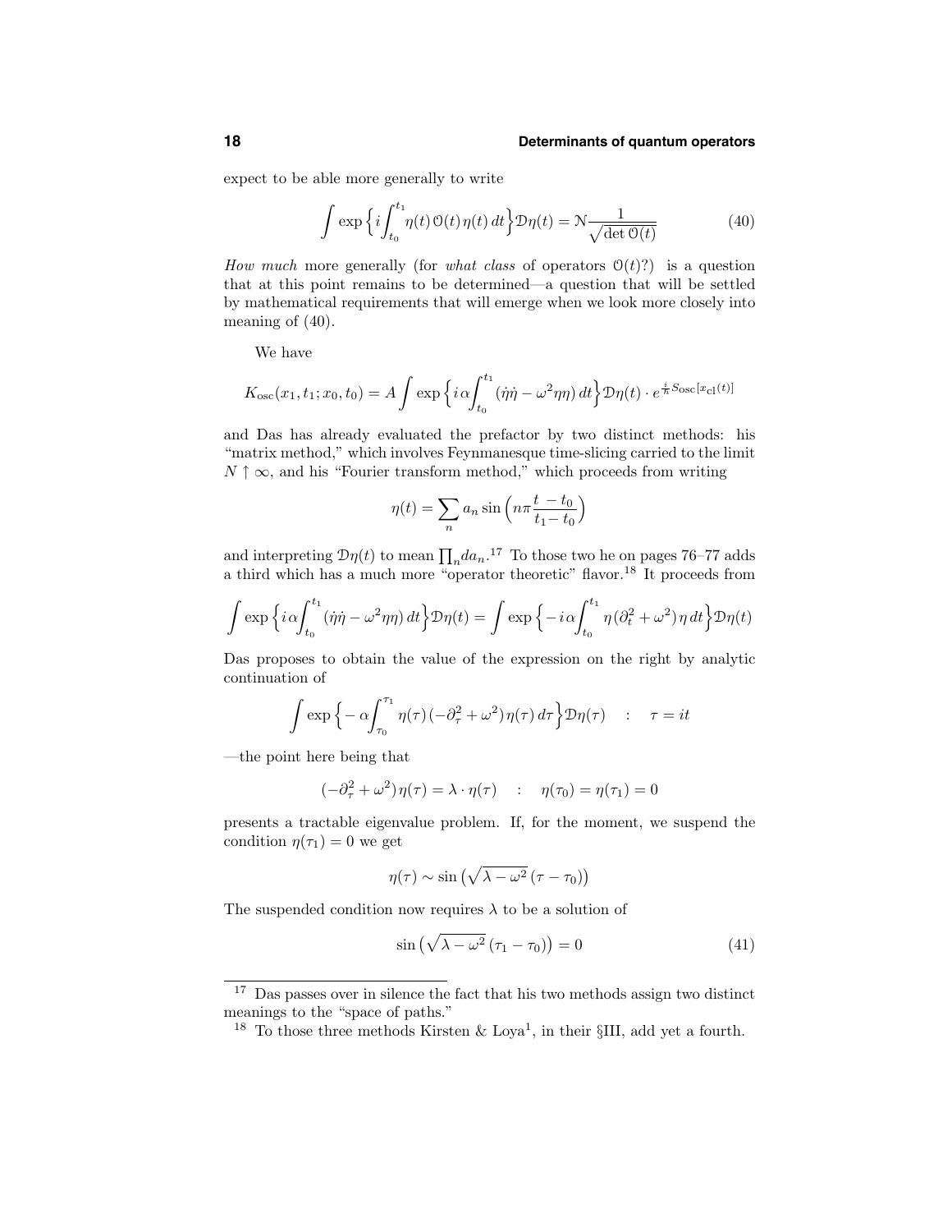expect to be able more generally to write

$$\int \exp\Big\{i\int_{t_0}^{t_1}\eta(t)\,\mathcal{O}(t)\,\eta(t)\,dt\Big\}\mathcal{D}\eta(t) = \mathcal{N}\frac{1}{\sqrt{\det \mathcal{O}(t)}} \tag{40}$$

*How much* more generally (for *what class* of operators $\mathcal{O}(t)$?) is a question that at this point remains to be determined—a question that will be settled by mathematical requirements that will emerge when we look more closely into meaning of (40).

We have

$$K_{\rm osc}(x_1,t_1;x_0,t_0) = A\int \exp\Big\{i\,\alpha\int_{t_0}^{t_1}(\dot\eta\dot\eta - \omega^2\eta\eta)\,dt\Big\}\mathcal{D}\eta(t)\cdot e^{\frac{i}{\hbar}S_{\rm osc}[x_{\rm cl}(t)]}$$

and Das has already evaluated the prefactor by two distinct methods: his "matrix method," which involves Feynmanesque time-slicing carried to the limit $N\uparrow\infty$, and his "Fourier transform method," which proceeds from writing

$$\eta(t) = \sum_n a_n \sin\Big(n\pi\frac{t\,-t_0}{t_1-\,t_0}\Big)$$

and interpreting $\mathcal{D}\eta(t)$ to mean $\prod_n da_n$.[17] To those two he on pages 76–77 adds a third which has a much more "operator theoretic" flavor.[18] It proceeds from

$$\int \exp\Big\{i\,\alpha\int_{t_0}^{t_1}(\dot\eta\dot\eta - \omega^2\eta\eta)\,dt\Big\}\mathcal{D}\eta(t) = \int \exp\Big\{-i\,\alpha\int_{t_0}^{t_1}\eta\,(\partial_t^2+\omega^2)\,\eta\,dt\Big\}\mathcal{D}\eta(t)$$

Das proposes to obtain the value of the expression on the right by analytic continuation of

$$\int \exp\Big\{-\alpha\int_{\tau_0}^{\tau_1}\eta(\tau)\,(-\partial_\tau^2+\omega^2)\,\eta(\tau)\,d\tau\Big\}\mathcal{D}\eta(\tau) \quad : \quad \tau = it$$

—the point here being that

$$(-\partial_\tau^2+\omega^2)\,\eta(\tau) = \lambda\cdot\eta(\tau) \quad : \quad \eta(\tau_0)=\eta(\tau_1)=0$$

presents a tractable eigenvalue problem. If, for the moment, we suspend the condition $\eta(\tau_1)=0$ we get

$$\eta(\tau)\sim \sin\big(\sqrt{\lambda-\omega^2}\,(\tau-\tau_0)\big)$$

The suspended condition now requires $\lambda$ to be a solution of

$$\sin\big(\sqrt{\lambda-\omega^2}\,(\tau_1-\tau_0)\big) = 0 \tag{41}$$

---

[17] Das passes over in silence the fact that his two methods assign two distinct meanings to the "space of paths."

[18] To those three methods Kirsten & Loya[1], in their §III, add yet a fourth.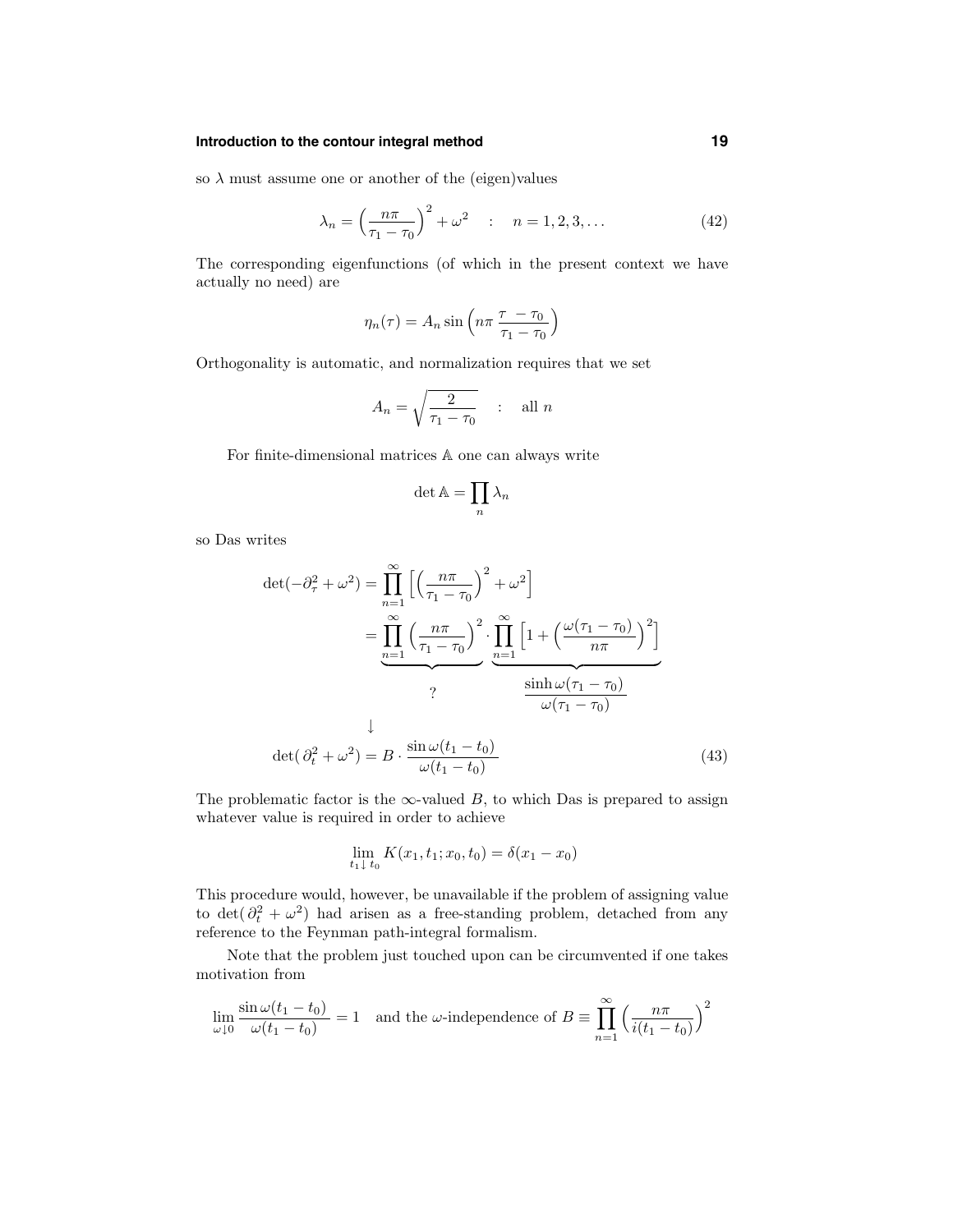so $\lambda$ must assume one or another of the (eigen)values

$$\lambda_n = \Big(\frac{n\pi}{\tau_1 - \tau_0}\Big)^2 + \omega^2 \quad : \quad n = 1, 2, 3, \ldots \tag{42}$$

The corresponding eigenfunctions (of which in the present context we have actually no need) are

$$\eta_n(\tau) = A_n \sin\Big(n\pi\,\frac{\tau\ - \tau_0}{\tau_1 - \tau_0}\Big)$$

Orthogonality is automatic, and normalization requires that we set

$$A_n = \sqrt{\frac{2}{\tau_1 - \tau_0}} \quad : \quad \text{all } n$$

For finite-dimensional matrices $\mathbb{A}$ one can always write

$$\det \mathbb{A} = \prod_n \lambda_n$$

so Das writes

$$\begin{aligned}
\det(-\partial_\tau^2 + \omega^2) &= \prod_{n=1}^\infty \Big[\Big(\frac{n\pi}{\tau_1 - \tau_0}\Big)^2 + \omega^2\Big] \\
&= \underbrace{\prod_{n=1}^\infty \Big(\frac{n\pi}{\tau_1 - \tau_0}\Big)^2}_{?} \cdot \underbrace{\prod_{n=1}^\infty \Big[1 + \Big(\frac{\omega(\tau_1 - \tau_0)}{n\pi}\Big)^2\Big]}_{\dfrac{\sinh \omega(\tau_1 - \tau_0)}{\omega(\tau_1 - \tau_0)}} \\
&\qquad\downarrow \\
\det(\,\partial_t^2 + \omega^2) &= B \cdot \frac{\sin \omega(t_1 - t_0)}{\omega(t_1 - t_0)}
\end{aligned} \tag{43}$$

The problematic factor is the $\infty$-valued $B$, to which Das is prepared to assign whatever value is required in order to achieve

$$\lim_{t_1 \downarrow t_0} K(x_1, t_1; x_0, t_0) = \delta(x_1 - x_0)$$

This procedure would, however, be unavailable if the problem of assigning value to $\det(\,\partial_t^2 + \omega^2)$ had arisen as a free-standing problem, detached from any reference to the Feynman path-integral formalism.

Note that the problem just touched upon can be circumvented if one takes motivation from

$$\lim_{\omega \downarrow 0} \frac{\sin \omega(t_1 - t_0)}{\omega(t_1 - t_0)} = 1 \quad \text{and the } \omega\text{-independence of } B \equiv \prod_{n=1}^\infty \Big(\frac{n\pi}{i(t_1 - t_0)}\Big)^2$$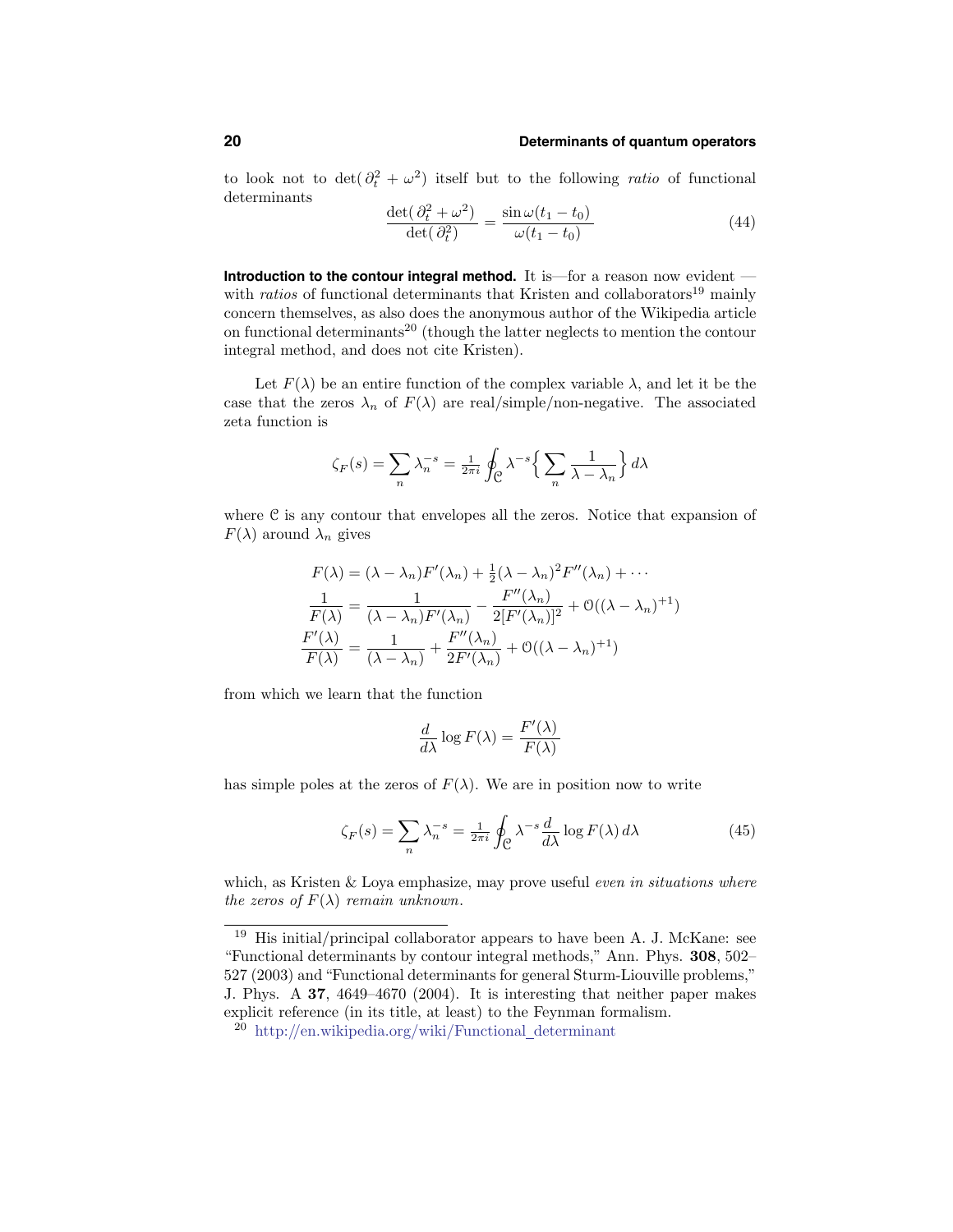to look not to $\det(\partial_t^2 + \omega^2)$ itself but to the following *ratio* of functional determinants

$$\frac{\det(\partial_t^2 + \omega^2)}{\det(\partial_t^2)} = \frac{\sin\omega(t_1 - t_0)}{\omega(t_1 - t_0)} \tag{44}$$

**Introduction to the contour integral method.** It is—for a reason now evident —with *ratios* of functional determinants that Kristen and collaborators[19] mainly concern themselves, as also does the anonymous author of the Wikipedia article on functional determinants[20] (though the latter neglects to mention the contour integral method, and does not cite Kristen).

Let $F(\lambda)$ be an entire function of the complex variable $\lambda$, and let it be the case that the zeros $\lambda_n$ of $F(\lambda)$ are real/simple/non-negative. The associated zeta function is

$$\zeta_F(s) = \sum_n \lambda_n^{-s} = \tfrac{1}{2\pi i}\oint_{\mathcal{C}} \lambda^{-s}\Big\{\sum_n \frac{1}{\lambda - \lambda_n}\Big\}\,d\lambda$$

where $\mathcal{C}$ is any contour that envelopes all the zeros. Notice that expansion of $F(\lambda)$ around $\lambda_n$ gives

$$\begin{aligned}
F(\lambda) &= (\lambda - \lambda_n)F'(\lambda_n) + \tfrac{1}{2}(\lambda - \lambda_n)^2 F''(\lambda_n) + \cdots \\
\frac{1}{F(\lambda)} &= \frac{1}{(\lambda - \lambda_n)F'(\lambda_n)} - \frac{F''(\lambda_n)}{2[F'(\lambda_n)]^2} + \mathcal{O}((\lambda - \lambda_n)^{+1}) \\
\frac{F'(\lambda)}{F(\lambda)} &= \frac{1}{(\lambda - \lambda_n)} + \frac{F''(\lambda_n)}{2F'(\lambda_n)} + \mathcal{O}((\lambda - \lambda_n)^{+1})
\end{aligned}$$

from which we learn that the function

$$\frac{d}{d\lambda}\log F(\lambda) = \frac{F'(\lambda)}{F(\lambda)}$$

has simple poles at the zeros of $F(\lambda)$. We are in position now to write

$$\zeta_F(s) = \sum_n \lambda_n^{-s} = \tfrac{1}{2\pi i}\oint_{\mathcal{C}} \lambda^{-s}\frac{d}{d\lambda}\log F(\lambda)\,d\lambda \tag{45}$$

which, as Kristen & Loya emphasize, may prove useful *even in situations where the zeros of $F(\lambda)$ remain unknown.*

---

[19] His initial/principal collaborator appears to have been A. J. McKane: see "Functional determinants by contour integral methods," Ann. Phys. **308**, 502–527 (2003) and "Functional determinants for general Sturm-Liouville problems," J. Phys. A **37**, 4649–4670 (2004). It is interesting that neither paper makes explicit reference (in its title, at least) to the Feynman formalism.

[20] http://en.wikipedia.org/wiki/Functional_determinant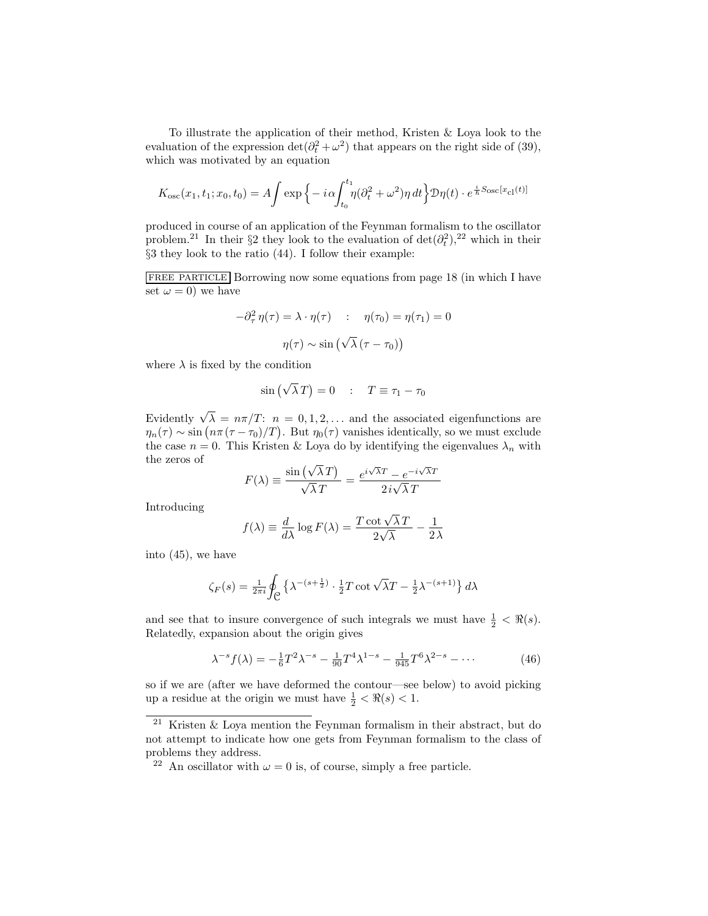To illustrate the application of their method, Kristen & Loya look to the evaluation of the expression $\det(\partial_t^2 + \omega^2)$ that appears on the right side of (39), which was motivated by an equation

$$K_{\rm osc}(x_1, t_1; x_0, t_0) = A \int \exp\Big\{ -i\alpha \int_{t_0}^{t_1} \eta(\partial_t^2 + \omega^2)\eta \, dt \Big\} \mathcal{D}\eta(t) \cdot e^{\frac{i}{\hbar} S_{\rm osc}[x_{\rm cl}(t)]}$$

produced in course of an application of the Feynman formalism to the oscillator problem.[21] In their §2 they look to the evaluation of $\det(\partial_t^2)$,[22] which in their §3 they look to the ratio (44). I follow their example:

FREE PARTICLE Borrowing now some equations from page 18 (in which I have set $\omega = 0$) we have

$$-\partial_\tau^2 \, \eta(\tau) = \lambda \cdot \eta(\tau) \quad : \quad \eta(\tau_0) = \eta(\tau_1) = 0$$

$$\eta(\tau) \sim \sin\big(\sqrt{\lambda}\,(\tau - \tau_0)\big)$$

where $\lambda$ is fixed by the condition

$$\sin\big(\sqrt{\lambda}\, T\big) = 0 \quad : \quad T \equiv \tau_1 - \tau_0$$

Evidently $\sqrt{\lambda} = n\pi/T$: $n = 0, 1, 2, \ldots$ and the associated eigenfunctions are $\eta_n(\tau) \sim \sin\big(n\pi(\tau - \tau_0)/T\big)$. But $\eta_0(\tau)$ vanishes identically, so we must exclude the case $n = 0$. This Kristen & Loya do by identifying the eigenvalues $\lambda_n$ with the zeros of

$$F(\lambda) \equiv \frac{\sin\big(\sqrt{\lambda}\, T\big)}{\sqrt{\lambda}\, T} = \frac{e^{i\sqrt{\lambda}T} - e^{-i\sqrt{\lambda}T}}{2i\sqrt{\lambda}\, T}$$

Introducing

$$f(\lambda) \equiv \frac{d}{d\lambda} \log F(\lambda) = \frac{T \cot \sqrt{\lambda}\, T}{2\sqrt{\lambda}} - \frac{1}{2\,\lambda}$$

into (45), we have

$$\zeta_F(s) = \tfrac{1}{2\pi i} \oint_{\mathcal{C}} \big\{ \lambda^{-(s+\frac{1}{2})} \cdot \tfrac{1}{2} T \cot \sqrt{\lambda} T - \tfrac{1}{2} \lambda^{-(s+1)} \big\} \, d\lambda$$

and see that to insure convergence of such integrals we must have $\frac{1}{2} < \Re(s)$. Relatedly, expansion about the origin gives

$$\lambda^{-s} f(\lambda) = -\tfrac{1}{6} T^2 \lambda^{-s} - \tfrac{1}{90} T^4 \lambda^{1-s} - \tfrac{1}{945} T^6 \lambda^{2-s} - \cdots \tag{46}$$

so if we are (after we have deformed the contour—see below) to avoid picking up a residue at the origin we must have $\frac{1}{2} < \Re(s) < 1$.

---

[21] Kristen & Loya mention the Feynman formalism in their abstract, but do not attempt to indicate how one gets from Feynman formalism to the class of problems they address.

[22] An oscillator with $\omega = 0$ is, of course, simply a free particle.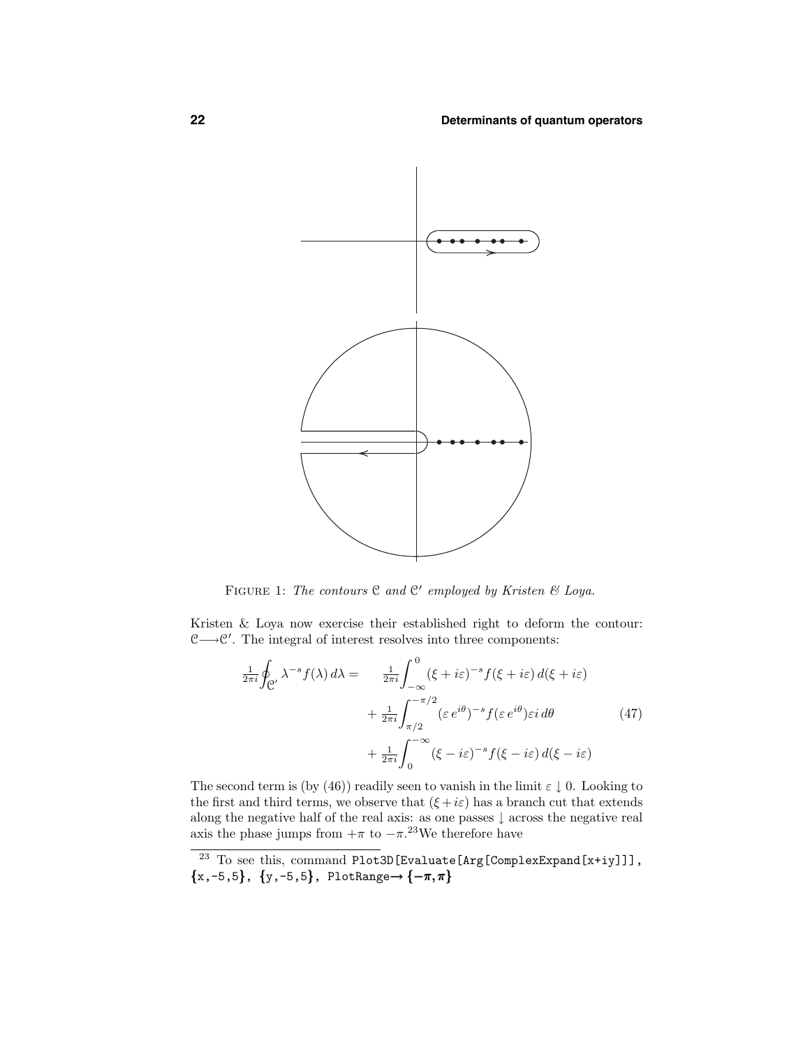FIGURE 1: *The contours $\mathcal{C}$ and $\mathcal{C}'$ employed by Kristen & Loya.*

Kristen & Loya now exercise their established right to deform the contour: $\mathcal{C}\longrightarrow\mathcal{C}'$. The integral of interest resolves into three components:

$$
\begin{aligned}
\tfrac{1}{2\pi i}\oint_{\mathcal{C}'}\lambda^{-s}f(\lambda)\,d\lambda = \quad & \tfrac{1}{2\pi i}\int_{-\infty}^{0}(\xi+i\varepsilon)^{-s}f(\xi+i\varepsilon)\,d(\xi+i\varepsilon)\\
&+\tfrac{1}{2\pi i}\int_{\pi/2}^{-\pi/2}(\varepsilon\,e^{i\theta})^{-s}f(\varepsilon\,e^{i\theta})\varepsilon i\,d\theta \qquad (47)\\
&+\tfrac{1}{2\pi i}\int_{0}^{-\infty}(\xi-i\varepsilon)^{-s}f(\xi-i\varepsilon)\,d(\xi-i\varepsilon)
\end{aligned}
$$

The second term is (by (46)) readily seen to vanish in the limit $\varepsilon\downarrow 0$. Looking to the first and third terms, we observe that $(\xi+i\varepsilon)$ has a branch cut that extends along the negative half of the real axis: as one passes $\downarrow$ across the negative real axis the phase jumps from $+\pi$ to $-\pi$.[23] We therefore have

[23] To see this, command `Plot3D[Evaluate[Arg[ComplexExpand[x+iy]]], {x,-5,5}, {y,-5,5}, PlotRange→ {−π,π}`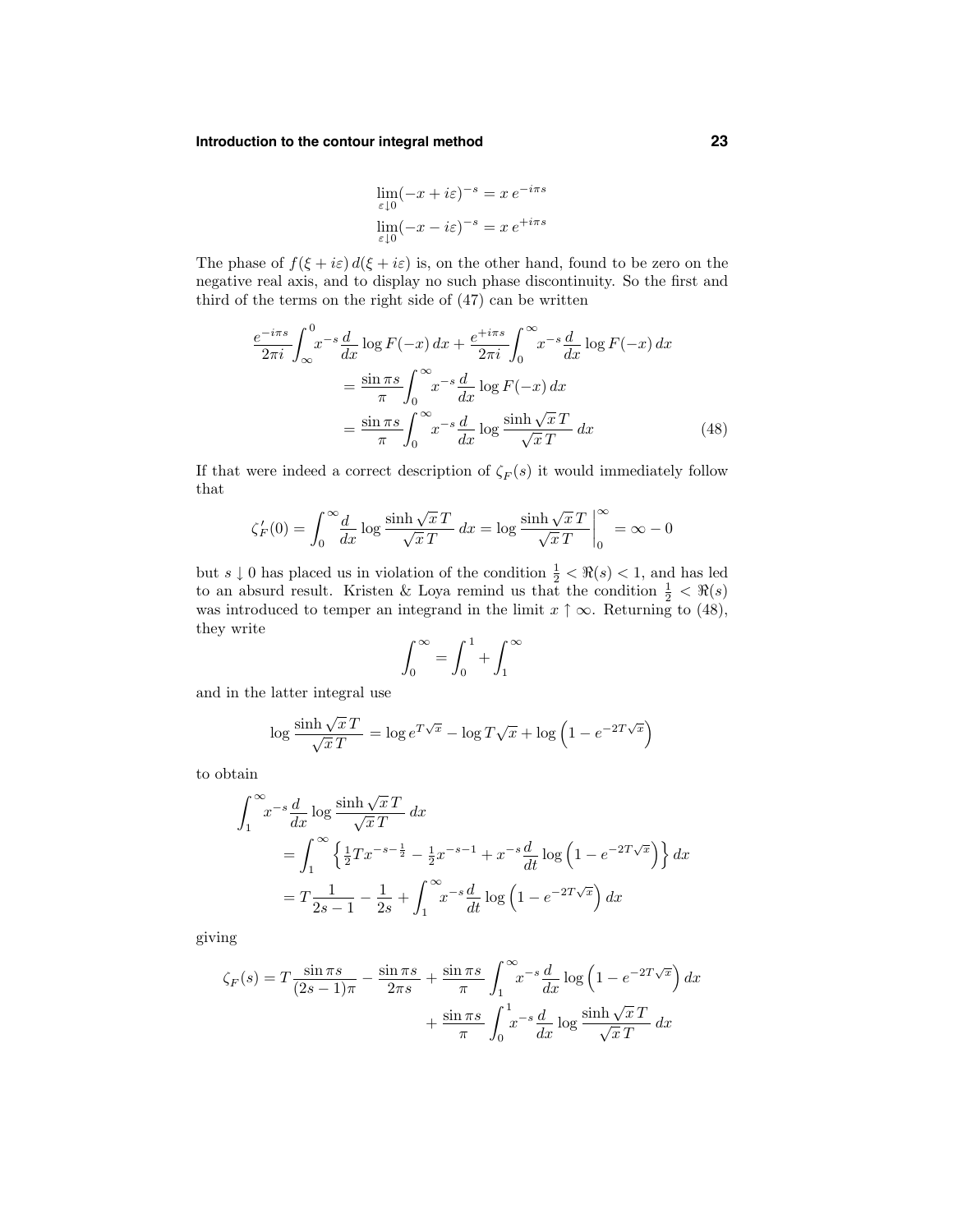$$
\begin{aligned}
&\lim_{\varepsilon\downarrow 0}(-x+i\varepsilon)^{-s} = x\,e^{-i\pi s}\\
&\lim_{\varepsilon\downarrow 0}(-x-i\varepsilon)^{-s} = x\,e^{+i\pi s}
\end{aligned}
$$

The phase of $f(\xi+i\varepsilon)\,d(\xi+i\varepsilon)$ is, on the other hand, found to be zero on the negative real axis, and to display no such phase discontinuity. So the first and third of the terms on the right side of (47) can be written

$$
\begin{aligned}
\frac{e^{-i\pi s}}{2\pi i}\int_{\infty}^{0} x^{-s}\frac{d}{dx}\log F(-x)\,dx &+ \frac{e^{+i\pi s}}{2\pi i}\int_{0}^{\infty} x^{-s}\frac{d}{dx}\log F(-x)\,dx\\
&= \frac{\sin\pi s}{\pi}\int_0^\infty x^{-s}\frac{d}{dx}\log F(-x)\,dx\\
&= \frac{\sin\pi s}{\pi}\int_0^\infty x^{-s}\frac{d}{dx}\log\frac{\sinh\sqrt{x}\,T}{\sqrt{x}\,T}\,dx \qquad (48)
\end{aligned}
$$

If that were indeed a correct description of $\zeta_F(s)$ it would immediately follow that

$$
\zeta_F'(0) = \int_0^\infty \frac{d}{dx}\log\frac{\sinh\sqrt{x}\,T}{\sqrt{x}\,T}\,dx = \log\frac{\sinh\sqrt{x}\,T}{\sqrt{x}\,T}\bigg|_0^\infty = \infty - 0
$$

but $s\downarrow 0$ has placed us in violation of the condition $\frac{1}{2} < \Re(s) < 1$, and has led to an absurd result. Kristen & Loya remind us that the condition $\frac{1}{2} < \Re(s)$ was introduced to temper an integrand in the limit $x\uparrow\infty$. Returning to (48), they write

$$
\int_0^\infty = \int_0^1 + \int_1^\infty
$$

and in the latter integral use

$$
\log\frac{\sinh\sqrt{x}\,T}{\sqrt{x}\,T} = \log e^{T\sqrt{x}} - \log T\sqrt{x} + \log\left(1-e^{-2T\sqrt{x}}\right)
$$

to obtain

$$
\begin{aligned}
\int_1^\infty & x^{-s}\frac{d}{dx}\log\frac{\sinh\sqrt{x}\,T}{\sqrt{x}\,T}\,dx\\
&= \int_1^\infty \left\{\tfrac{1}{2}Tx^{-s-\frac{1}{2}} - \tfrac{1}{2}x^{-s-1} + x^{-s}\frac{d}{dt}\log\left(1-e^{-2T\sqrt{x}}\right)\right\}dx\\
&= T\frac{1}{2s-1} - \frac{1}{2s} + \int_1^\infty x^{-s}\frac{d}{dt}\log\left(1-e^{-2T\sqrt{x}}\right)dx
\end{aligned}
$$

giving

$$
\begin{aligned}
\zeta_F(s) = T\frac{\sin\pi s}{(2s-1)\pi} - \frac{\sin\pi s}{2\pi s} &+ \frac{\sin\pi s}{\pi}\int_1^\infty x^{-s}\frac{d}{dx}\log\left(1-e^{-2T\sqrt{x}}\right)dx\\
&+ \frac{\sin\pi s}{\pi}\int_0^1 x^{-s}\frac{d}{dx}\log\frac{\sinh\sqrt{x}\,T}{\sqrt{x}\,T}\,dx
\end{aligned}
$$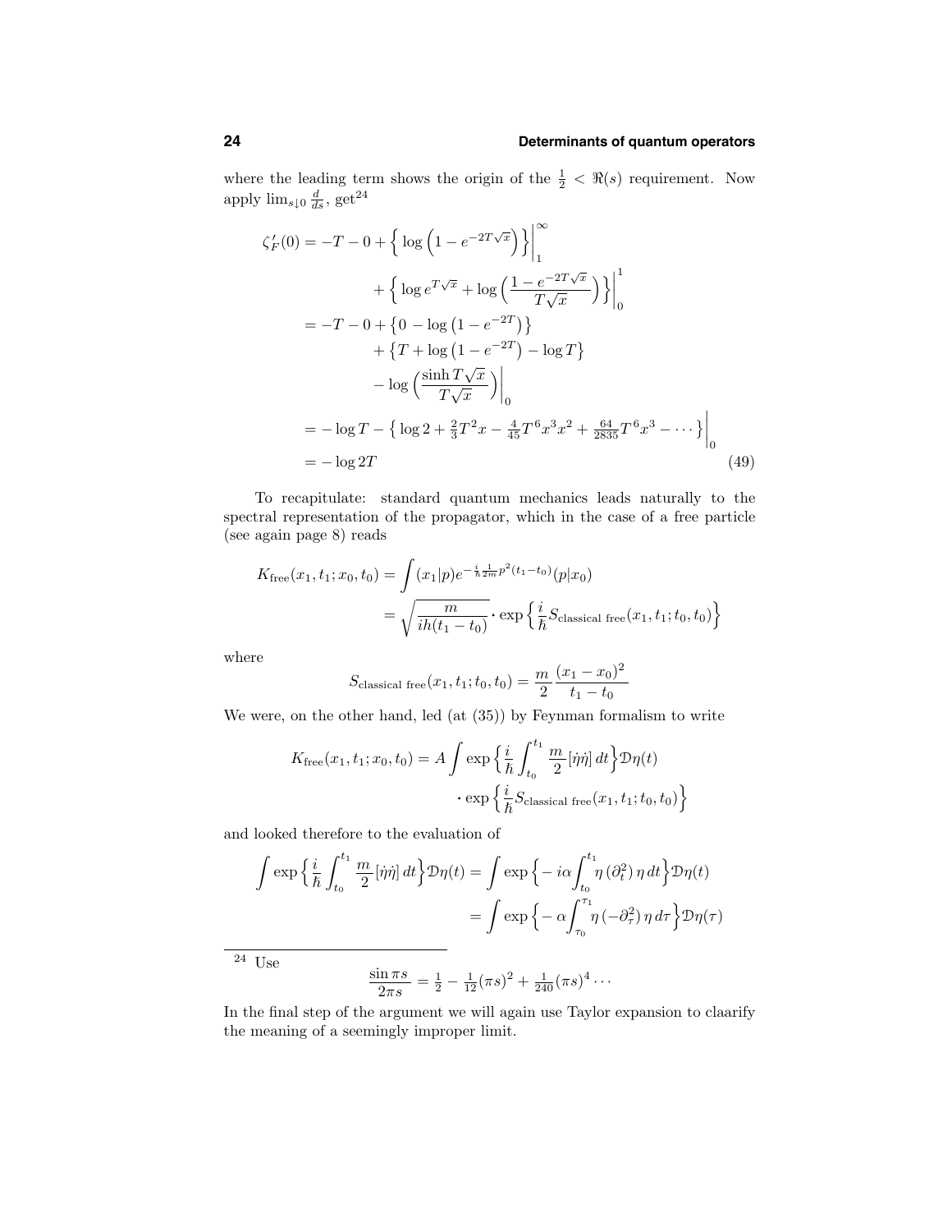where the leading term shows the origin of the $\frac{1}{2} < \Re(s)$ requirement. Now apply $\lim_{s\downarrow 0} \frac{d}{ds}$, get[24]

$$
\begin{aligned}
\zeta_F'(0) &= -T - 0 + \Big\{ \log\Big(1 - e^{-2T\sqrt{x}}\Big)\Big\}\Big|_1^\infty \\
&\qquad + \Big\{ \log e^{T\sqrt{x}} + \log\Big(\frac{1-e^{-2T\sqrt{x}}}{T\sqrt{x}}\Big)\Big\}\Big|_0^1 \\
&= -T - 0 + \big\{0 - \log\big(1 - e^{-2T}\big)\big\} \\
&\qquad + \big\{T + \log\big(1 - e^{-2T}\big) - \log T\big\} \\
&\qquad - \log\Big(\frac{\sinh T\sqrt{x}}{T\sqrt{x}}\Big)\Big|_0 \\
&= -\log T - \big\{ \log 2 + \tfrac{2}{3}T^2 x - \tfrac{4}{45}T^6 x^3 x^2 + \tfrac{64}{2835}T^6 x^3 - \cdots \big\}\Big|_0 \\
&= -\log 2T
\end{aligned}
\tag{49}
$$

To recapitulate: standard quantum mechanics leads naturally to the spectral representation of the propagator, which in the case of a free particle (see again page 8) reads

$$
\begin{aligned}
K_{\text{free}}(x_1, t_1; x_0, t_0) &= \int (x_1|p) e^{-\frac{i}{\hbar}\frac{1}{2m}p^2(t_1 - t_0)}(p|x_0) \\
&= \sqrt{\frac{m}{ih(t_1 - t_0)}} \cdot \exp\Big\{\frac{i}{\hbar} S_{\text{classical free}}(x_1, t_1; t_0, t_0)\Big\}
\end{aligned}
$$

where

$$
S_{\text{classical free}}(x_1, t_1; t_0, t_0) = \frac{m}{2}\frac{(x_1 - x_0)^2}{t_1 - t_0}
$$

We were, on the other hand, led (at (35)) by Feynman formalism to write

$$
\begin{aligned}
K_{\text{free}}(x_1, t_1; x_0, t_0) = A \int \exp\Big\{\frac{i}{\hbar}\int_{t_0}^{t_1} \frac{m}{2}[\dot\eta\dot\eta]\,dt\Big\}\mathcal{D}\eta(t) \\
\cdot \exp\Big\{\frac{i}{\hbar} S_{\text{classical free}}(x_1, t_1; t_0, t_0)\Big\}
\end{aligned}
$$

and looked therefore to the evaluation of

$$
\begin{aligned}
\int \exp\Big\{\frac{i}{\hbar}\int_{t_0}^{t_1} \frac{m}{2}[\dot\eta\dot\eta]\,dt\Big\}\mathcal{D}\eta(t) &= \int \exp\Big\{-i\alpha\int_{t_0}^{t_1} \eta\,(\partial_t^2)\,\eta\,dt\Big\}\mathcal{D}\eta(t) \\
&= \int \exp\Big\{-\alpha\int_{\tau_0}^{\tau_1} \eta\,(-\partial_\tau^2)\,\eta\,d\tau\Big\}\mathcal{D}\eta(\tau)
\end{aligned}
$$

---

[24] Use

$$
\frac{\sin \pi s}{2\pi s} = \tfrac{1}{2} - \tfrac{1}{12}(\pi s)^2 + \tfrac{1}{240}(\pi s)^4 \cdots
$$

In the final step of the argument we will again use Taylor expansion to claarify the meaning of a seemingly improper limit.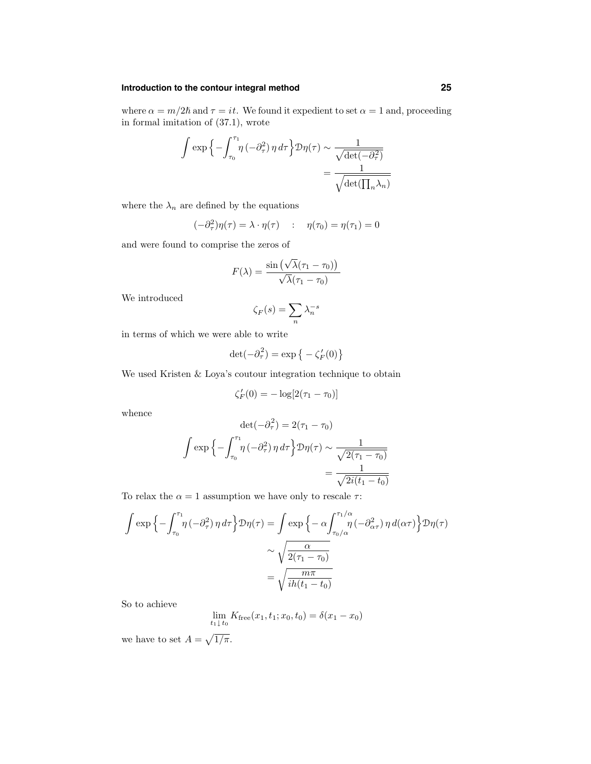where $\alpha = m/2\hbar$ and $\tau = it$. We found it expedient to set $\alpha = 1$ and, proceeding in formal imitation of (37.1), wrote

$$\int \exp\Big\{-\int_{\tau_0}^{\tau_1} \eta\,(-\partial_\tau^2)\,\eta\,d\tau\Big\}\mathcal{D}\eta(\tau) \sim \frac{1}{\sqrt{\det(-\partial_\tau^2)}}$$
$$= \frac{1}{\sqrt{\det(\prod_n \lambda_n)}}$$

where the $\lambda_n$ are defined by the equations

$$(-\partial_\tau^2)\eta(\tau) = \lambda\cdot\eta(\tau) \quad : \quad \eta(\tau_0) = \eta(\tau_1) = 0$$

and were found to comprise the zeros of

$$F(\lambda) = \frac{\sin\big(\sqrt{\lambda}(\tau_1 - \tau_0)\big)}{\sqrt{\lambda}(\tau_1 - \tau_0)}$$

We introduced

$$\zeta_F(s) = \sum_n \lambda_n^{-s}$$

in terms of which we were able to write

$$\det(-\partial_\tau^2) = \exp\big\{-\zeta_F'(0)\big\}$$

We used Kristen & Loya's coutour integration technique to obtain

$$\zeta_F'(0) = -\log[2(\tau_1 - \tau_0)]$$

whence

$$\det(-\partial_\tau^2) = 2(\tau_1 - \tau_0)$$

$$\int \exp\Big\{-\int_{\tau_0}^{\tau_1} \eta\,(-\partial_\tau^2)\,\eta\,d\tau\Big\}\mathcal{D}\eta(\tau) \sim \frac{1}{\sqrt{2(\tau_1 - \tau_0)}}$$
$$= \frac{1}{\sqrt{2i(t_1 - t_0)}}$$

To relax the $\alpha = 1$ assumption we have only to rescale $\tau$:

$$\int \exp\Big\{-\int_{\tau_0}^{\tau_1} \eta\,(-\partial_\tau^2)\,\eta\,d\tau\Big\}\mathcal{D}\eta(\tau) = \int \exp\Big\{-\alpha\int_{\tau_0/\alpha}^{\tau_1/\alpha} \eta\,(-\partial_{\alpha\tau}^2)\,\eta\,d(\alpha\tau)\Big\}\mathcal{D}\eta(\tau)$$
$$\sim \sqrt{\frac{\alpha}{2(\tau_1 - \tau_0)}}$$
$$= \sqrt{\frac{m\pi}{ih(t_1 - t_0)}}$$

So to achieve

$$\lim_{t_1 \downarrow t_0} K_{\text{free}}(x_1, t_1; x_0, t_0) = \delta(x_1 - x_0)$$

we have to set $A = \sqrt{1/\pi}$.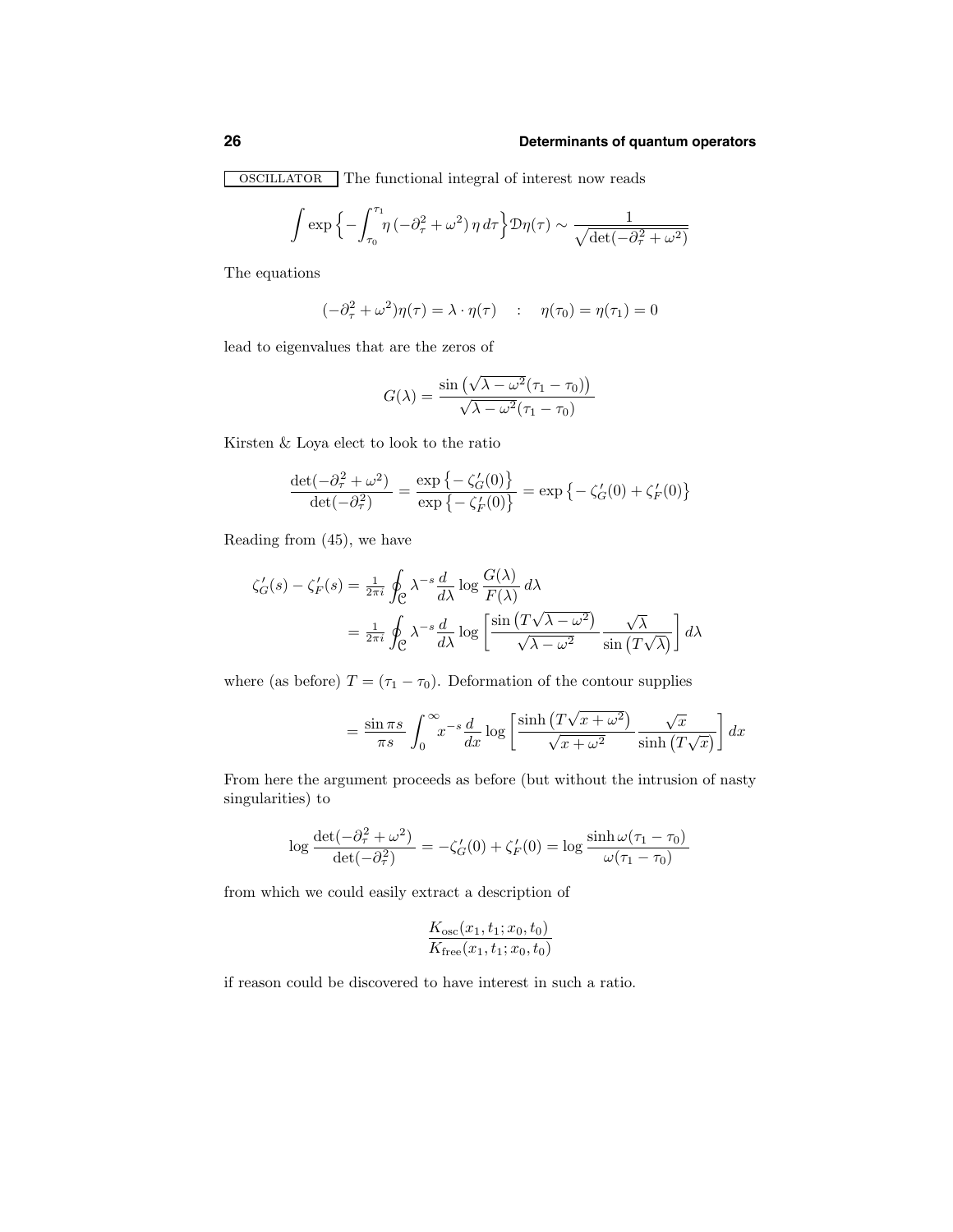OSCILLATOR The functional integral of interest now reads

$$\int \exp\Big\{-\int_{\tau_0}^{\tau_1} \eta\,(-\partial_\tau^2+\omega^2)\,\eta\,d\tau\Big\}\mathcal{D}\eta(\tau) \sim \frac{1}{\sqrt{\det(-\partial_\tau^2+\omega^2)}}$$

The equations

$$(-\partial_\tau^2+\omega^2)\eta(\tau) = \lambda\cdot\eta(\tau) \quad : \quad \eta(\tau_0)=\eta(\tau_1)=0$$

lead to eigenvalues that are the zeros of

$$G(\lambda) = \frac{\sin\big(\sqrt{\lambda-\omega^2}(\tau_1-\tau_0)\big)}{\sqrt{\lambda-\omega^2}(\tau_1-\tau_0)}$$

Kirsten & Loya elect to look to the ratio

$$\frac{\det(-\partial_\tau^2+\omega^2)}{\det(-\partial_\tau^2)} = \frac{\exp\big\{-\zeta_G'(0)\big\}}{\exp\big\{-\zeta_F'(0)\big\}} = \exp\big\{-\zeta_G'(0)+\zeta_F'(0)\big\}$$

Reading from (45), we have

$$\begin{aligned}
\zeta_G'(s)-\zeta_F'(s) &= \tfrac{1}{2\pi i}\oint_{\mathcal{C}} \lambda^{-s}\frac{d}{d\lambda}\log\frac{G(\lambda)}{F(\lambda)}\,d\lambda\\
&= \tfrac{1}{2\pi i}\oint_{\mathcal{C}} \lambda^{-s}\frac{d}{d\lambda}\log\left[\frac{\sin\big(T\sqrt{\lambda-\omega^2}\big)}{\sqrt{\lambda-\omega^2}}\frac{\sqrt{\lambda}}{\sin\big(T\sqrt{\lambda}\big)}\right]d\lambda
\end{aligned}$$

where (as before) $T=(\tau_1-\tau_0)$. Deformation of the contour supplies

$$= \frac{\sin\pi s}{\pi s}\int_0^\infty x^{-s}\frac{d}{dx}\log\left[\frac{\sinh\big(T\sqrt{x+\omega^2}\big)}{\sqrt{x+\omega^2}}\frac{\sqrt{x}}{\sinh\big(T\sqrt{x}\big)}\right]dx$$

From here the argument proceeds as before (but without the intrusion of nasty singularities) to

$$\log\frac{\det(-\partial_\tau^2+\omega^2)}{\det(-\partial_\tau^2)} = -\zeta_G'(0)+\zeta_F'(0) = \log\frac{\sinh\omega(\tau_1-\tau_0)}{\omega(\tau_1-\tau_0)}$$

from which we could easily extract a description of

$$\frac{K_{\text{osc}}(x_1,t_1;x_0,t_0)}{K_{\text{free}}(x_1,t_1;x_0,t_0)}$$

if reason could be discovered to have interest in such a ratio.